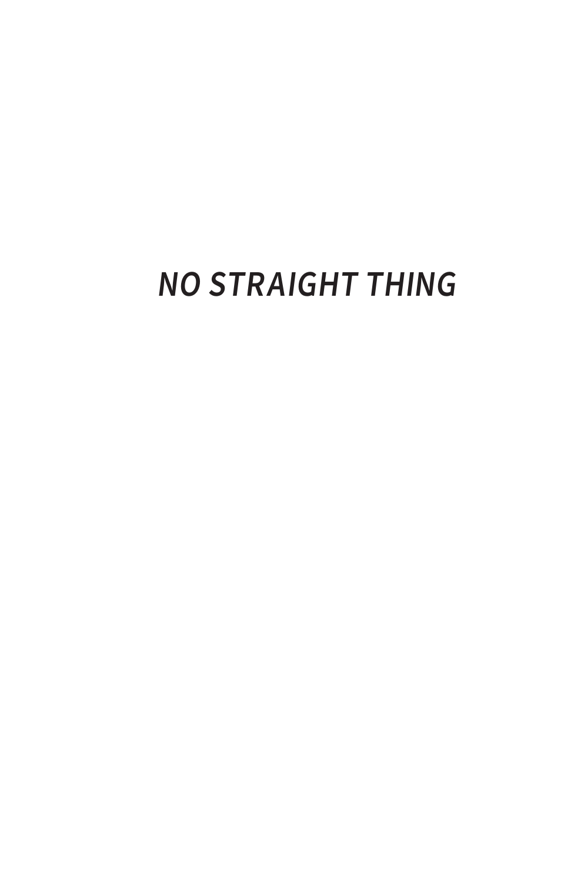*NO STRAIGHT THING*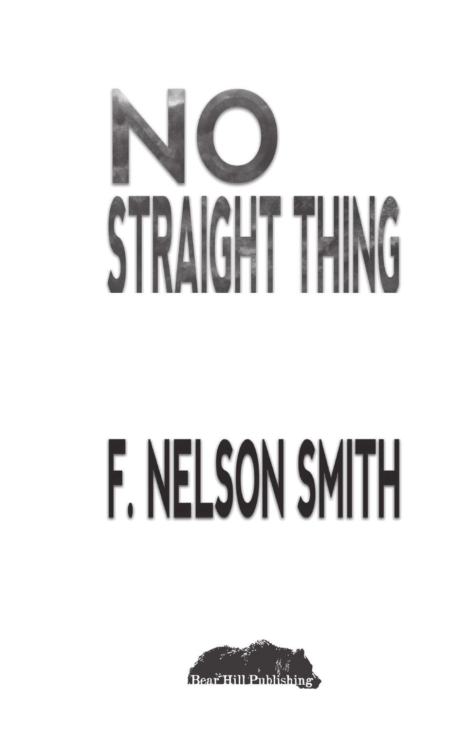# NO STRAIGHT THING

## F. NELSON SMITH

Bear Hill Publishing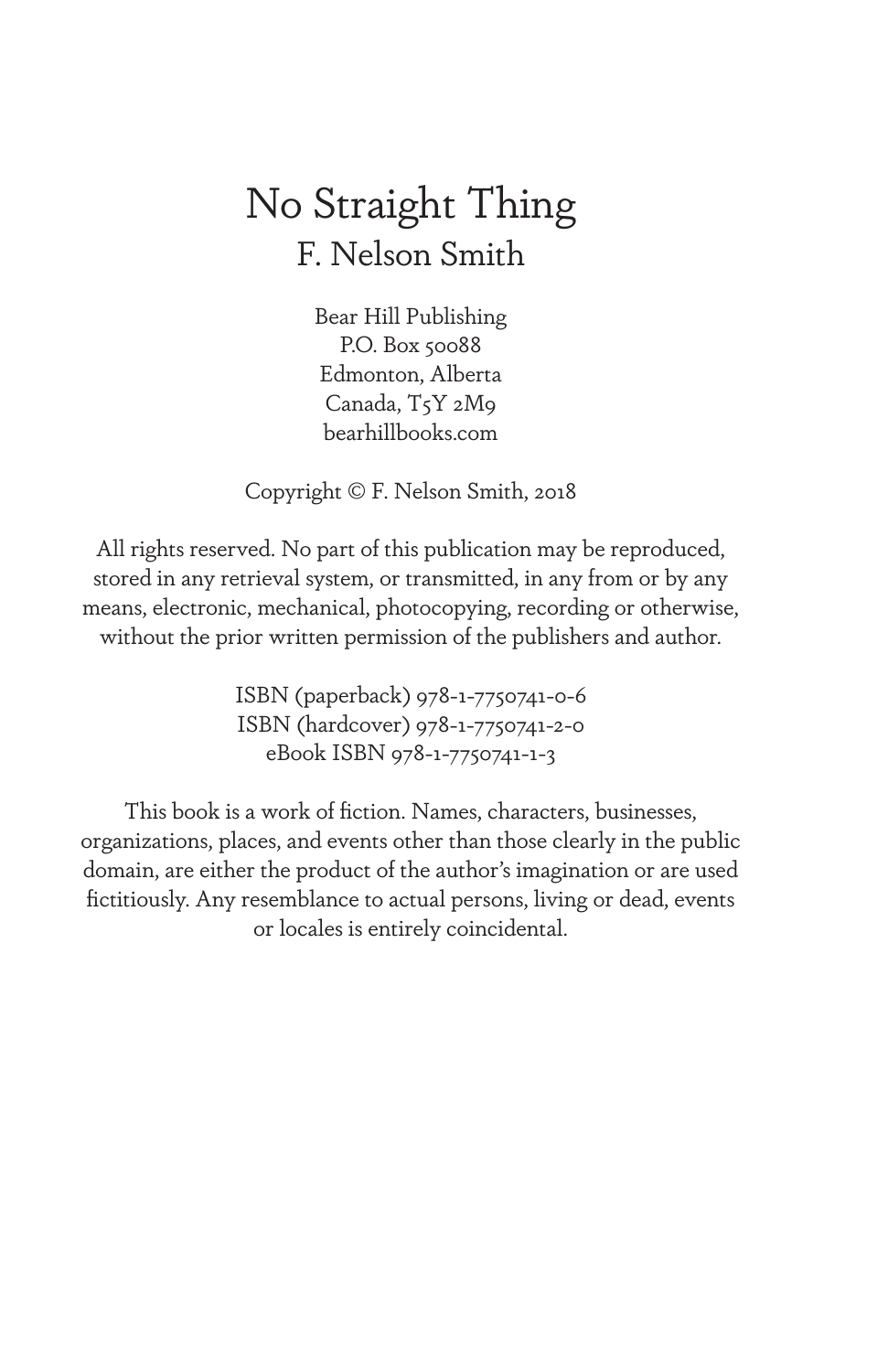# No Straight Thing

## F. Nelson Smith

Bear Hill Publishing
P.O. Box 50088
Edmonton, Alberta
Canada, T5Y 2M9
bearhillbooks.com

Copyright © F. Nelson Smith, 2018

All rights reserved. No part of this publication may be reproduced, stored in any retrieval system, or transmitted, in any from or by any means, electronic, mechanical, photocopying, recording or otherwise, without the prior written permission of the publishers and author.

ISBN (paperback) 978-1-7750741-0-6
ISBN (hardcover) 978-1-7750741-2-0
eBook ISBN 978-1-7750741-1-3

This book is a work of fiction. Names, characters, businesses, organizations, places, and events other than those clearly in the public domain, are either the product of the author's imagination or are used fictitiously. Any resemblance to actual persons, living or dead, events or locales is entirely coincidental.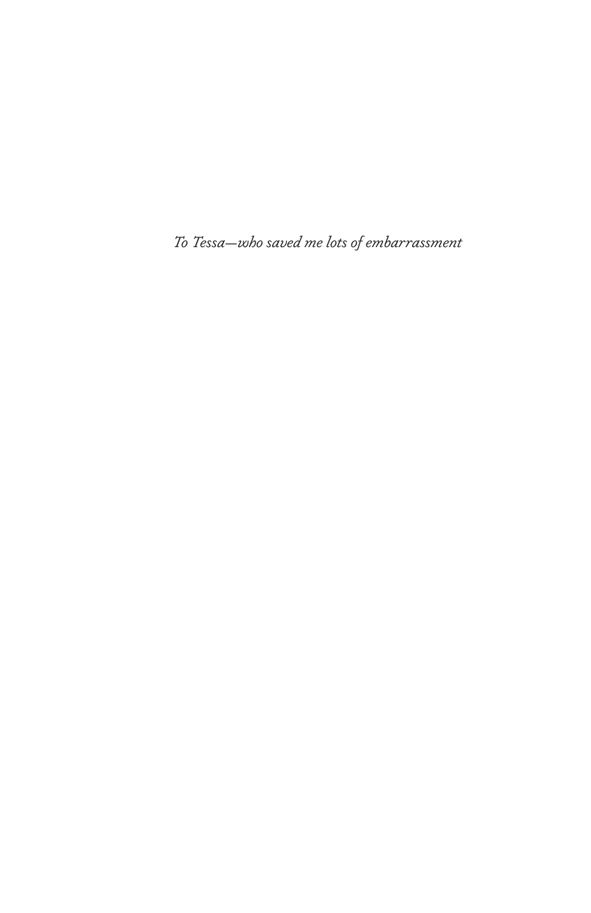*To Tessa—who saved me lots of embarrassment*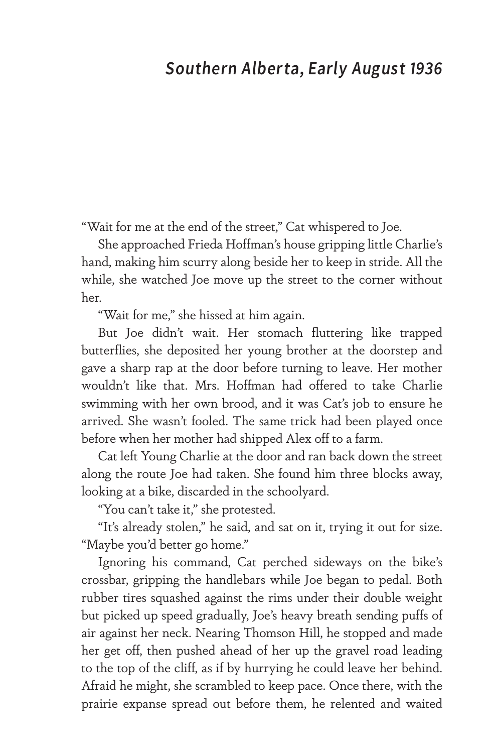## *Southern Alberta, Early August 1936*

"Wait for me at the end of the street," Cat whispered to Joe.

She approached Frieda Hoffman's house gripping little Charlie's hand, making him scurry along beside her to keep in stride. All the while, she watched Joe move up the street to the corner without her.

"Wait for me," she hissed at him again.

But Joe didn't wait. Her stomach fluttering like trapped butterflies, she deposited her young brother at the doorstep and gave a sharp rap at the door before turning to leave. Her mother wouldn't like that. Mrs. Hoffman had offered to take Charlie swimming with her own brood, and it was Cat's job to ensure he arrived. She wasn't fooled. The same trick had been played once before when her mother had shipped Alex off to a farm.

Cat left Young Charlie at the door and ran back down the street along the route Joe had taken. She found him three blocks away, looking at a bike, discarded in the schoolyard.

"You can't take it," she protested.

"It's already stolen," he said, and sat on it, trying it out for size. "Maybe you'd better go home."

Ignoring his command, Cat perched sideways on the bike's crossbar, gripping the handlebars while Joe began to pedal. Both rubber tires squashed against the rims under their double weight but picked up speed gradually, Joe's heavy breath sending puffs of air against her neck. Nearing Thomson Hill, he stopped and made her get off, then pushed ahead of her up the gravel road leading to the top of the cliff, as if by hurrying he could leave her behind. Afraid he might, she scrambled to keep pace. Once there, with the prairie expanse spread out before them, he relented and waited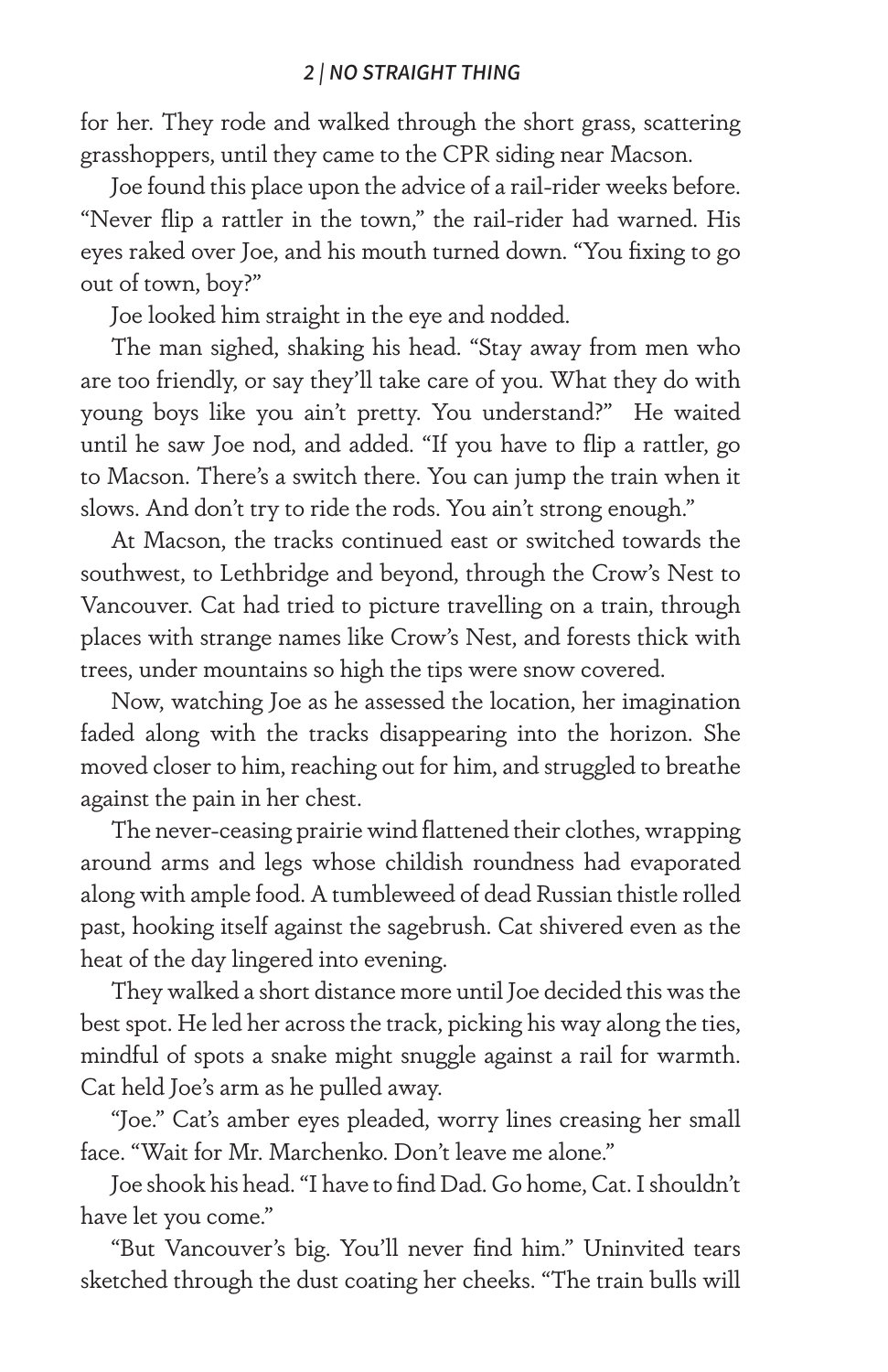for her. They rode and walked through the short grass, scattering grasshoppers, until they came to the CPR siding near Macson.

Joe found this place upon the advice of a rail-rider weeks before. "Never flip a rattler in the town," the rail-rider had warned. His eyes raked over Joe, and his mouth turned down. "You fixing to go out of town, boy?"

Joe looked him straight in the eye and nodded.

The man sighed, shaking his head. "Stay away from men who are too friendly, or say they'll take care of you. What they do with young boys like you ain't pretty. You understand?" He waited until he saw Joe nod, and added. "If you have to flip a rattler, go to Macson. There's a switch there. You can jump the train when it slows. And don't try to ride the rods. You ain't strong enough."

At Macson, the tracks continued east or switched towards the southwest, to Lethbridge and beyond, through the Crow's Nest to Vancouver. Cat had tried to picture travelling on a train, through places with strange names like Crow's Nest, and forests thick with trees, under mountains so high the tips were snow covered.

Now, watching Joe as he assessed the location, her imagination faded along with the tracks disappearing into the horizon. She moved closer to him, reaching out for him, and struggled to breathe against the pain in her chest.

The never-ceasing prairie wind flattened their clothes, wrapping around arms and legs whose childish roundness had evaporated along with ample food. A tumbleweed of dead Russian thistle rolled past, hooking itself against the sagebrush. Cat shivered even as the heat of the day lingered into evening.

They walked a short distance more until Joe decided this was the best spot. He led her across the track, picking his way along the ties, mindful of spots a snake might snuggle against a rail for warmth. Cat held Joe's arm as he pulled away.

"Joe." Cat's amber eyes pleaded, worry lines creasing her small face. "Wait for Mr. Marchenko. Don't leave me alone."

Joe shook his head. "I have to find Dad. Go home, Cat. I shouldn't have let you come."

"But Vancouver's big. You'll never find him." Uninvited tears sketched through the dust coating her cheeks. "The train bulls will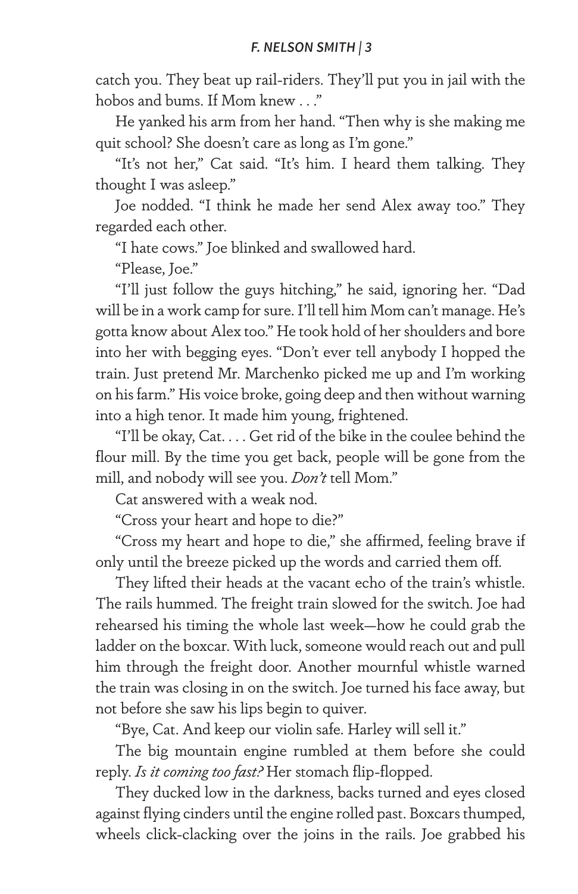catch you. They beat up rail-riders. They'll put you in jail with the hobos and bums. If Mom knew . . ."

He yanked his arm from her hand. "Then why is she making me quit school? She doesn't care as long as I'm gone."

"It's not her," Cat said. "It's him. I heard them talking. They thought I was asleep."

Joe nodded. "I think he made her send Alex away too." They regarded each other.

"I hate cows." Joe blinked and swallowed hard.

"Please, Joe."

"I'll just follow the guys hitching," he said, ignoring her. "Dad will be in a work camp for sure. I'll tell him Mom can't manage. He's gotta know about Alex too." He took hold of her shoulders and bore into her with begging eyes. "Don't ever tell anybody I hopped the train. Just pretend Mr. Marchenko picked me up and I'm working on his farm." His voice broke, going deep and then without warning into a high tenor. It made him young, frightened.

"I'll be okay, Cat. . . . Get rid of the bike in the coulee behind the flour mill. By the time you get back, people will be gone from the mill, and nobody will see you. *Don't* tell Mom."

Cat answered with a weak nod.

"Cross your heart and hope to die?"

"Cross my heart and hope to die," she affirmed, feeling brave if only until the breeze picked up the words and carried them off.

They lifted their heads at the vacant echo of the train's whistle. The rails hummed. The freight train slowed for the switch. Joe had rehearsed his timing the whole last week—how he could grab the ladder on the boxcar. With luck, someone would reach out and pull him through the freight door. Another mournful whistle warned the train was closing in on the switch. Joe turned his face away, but not before she saw his lips begin to quiver.

"Bye, Cat. And keep our violin safe. Harley will sell it."

The big mountain engine rumbled at them before she could reply. *Is it coming too fast?* Her stomach flip-flopped.

They ducked low in the darkness, backs turned and eyes closed against flying cinders until the engine rolled past. Boxcars thumped, wheels click-clacking over the joins in the rails. Joe grabbed his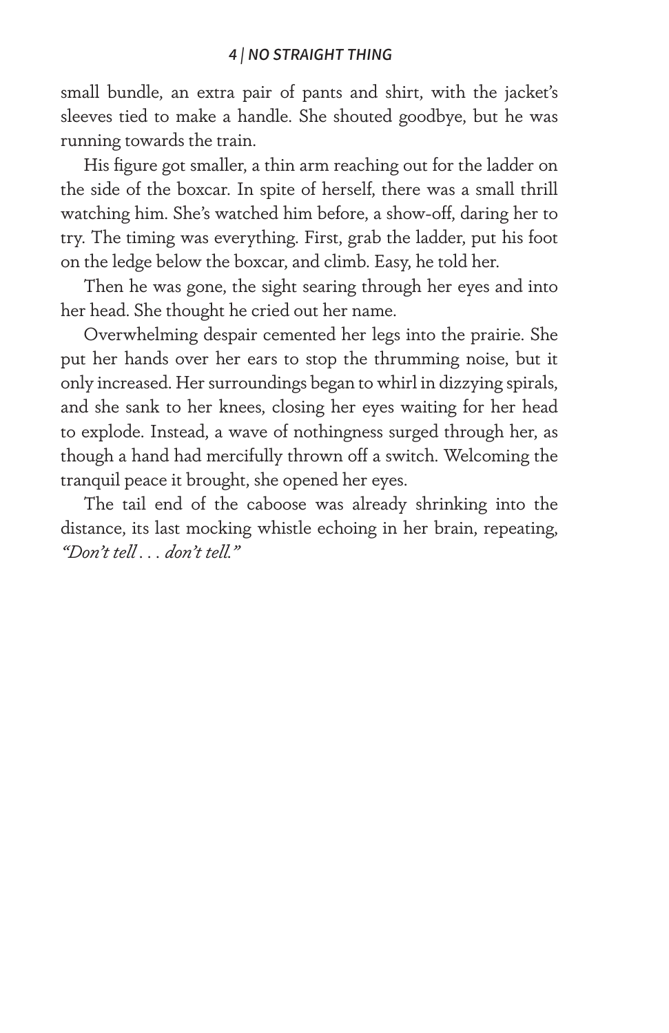small bundle, an extra pair of pants and shirt, with the jacket's sleeves tied to make a handle. She shouted goodbye, but he was running towards the train.

His figure got smaller, a thin arm reaching out for the ladder on the side of the boxcar. In spite of herself, there was a small thrill watching him. She's watched him before, a show-off, daring her to try. The timing was everything. First, grab the ladder, put his foot on the ledge below the boxcar, and climb. Easy, he told her.

Then he was gone, the sight searing through her eyes and into her head. She thought he cried out her name.

Overwhelming despair cemented her legs into the prairie. She put her hands over her ears to stop the thrumming noise, but it only increased. Her surroundings began to whirl in dizzying spirals, and she sank to her knees, closing her eyes waiting for her head to explode. Instead, a wave of nothingness surged through her, as though a hand had mercifully thrown off a switch. Welcoming the tranquil peace it brought, she opened her eyes.

The tail end of the caboose was already shrinking into the distance, its last mocking whistle echoing in her brain, repeating, *"Don't tell . . . don't tell."*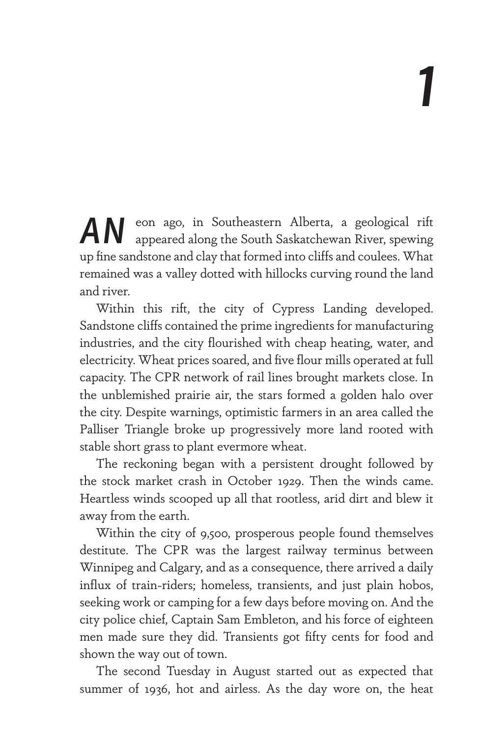# 1

**AN** eon ago, in Southeastern Alberta, a geological rift appeared along the South Saskatchewan River, spewing up fine sandstone and clay that formed into cliffs and coulees. What remained was a valley dotted with hillocks curving round the land and river.

Within this rift, the city of Cypress Landing developed. Sandstone cliffs contained the prime ingredients for manufacturing industries, and the city flourished with cheap heating, water, and electricity. Wheat prices soared, and five flour mills operated at full capacity. The CPR network of rail lines brought markets close. In the unblemished prairie air, the stars formed a golden halo over the city. Despite warnings, optimistic farmers in an area called the Palliser Triangle broke up progressively more land rooted with stable short grass to plant evermore wheat.

The reckoning began with a persistent drought followed by the stock market crash in October 1929. Then the winds came. Heartless winds scooped up all that rootless, arid dirt and blew it away from the earth.

Within the city of 9,500, prosperous people found themselves destitute. The CPR was the largest railway terminus between Winnipeg and Calgary, and as a consequence, there arrived a daily influx of train-riders; homeless, transients, and just plain hobos, seeking work or camping for a few days before moving on. And the city police chief, Captain Sam Embleton, and his force of eighteen men made sure they did. Transients got fifty cents for food and shown the way out of town.

The second Tuesday in August started out as expected that summer of 1936, hot and airless. As the day wore on, the heat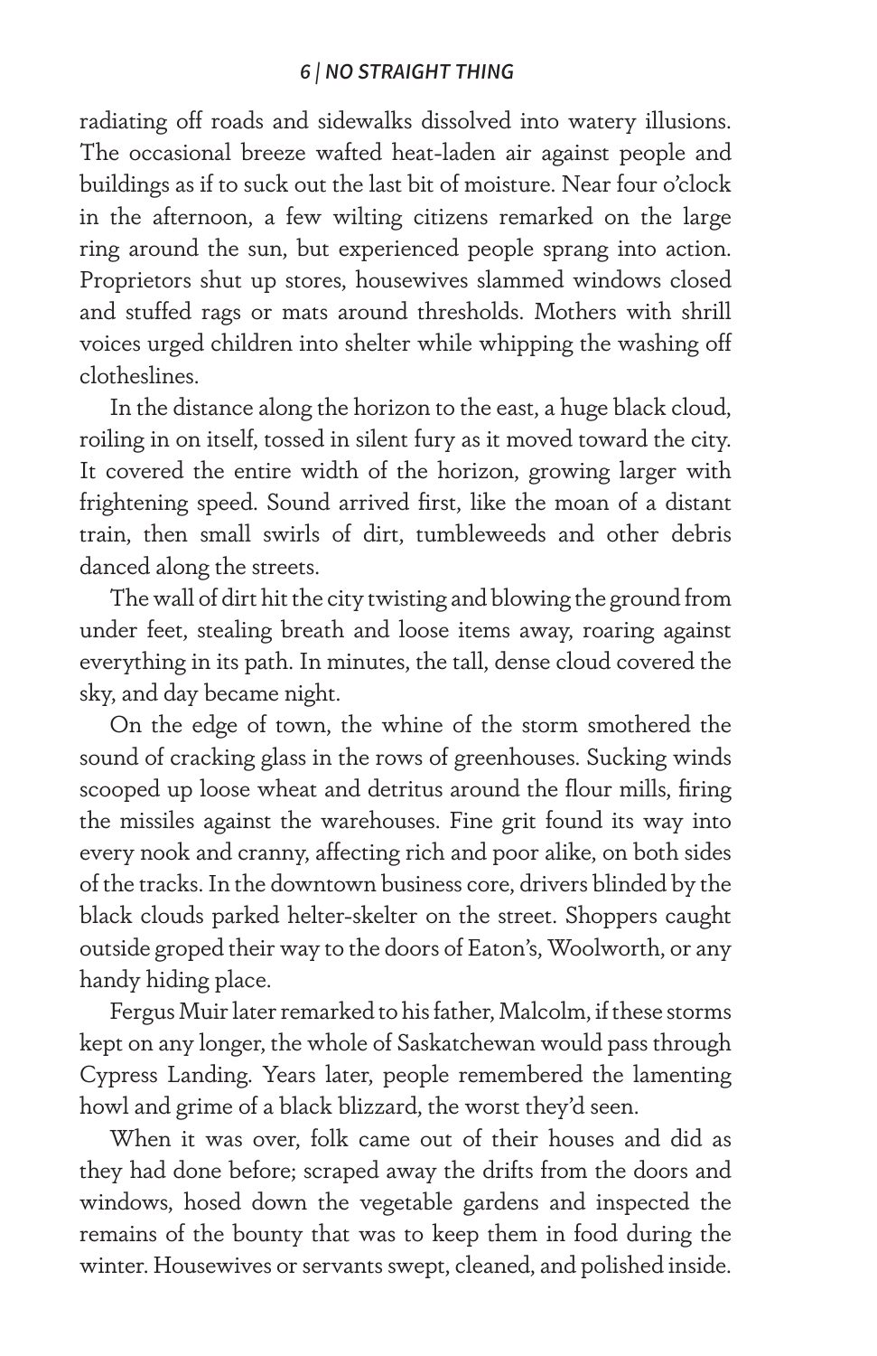radiating off roads and sidewalks dissolved into watery illusions. The occasional breeze wafted heat-laden air against people and buildings as if to suck out the last bit of moisture. Near four o'clock in the afternoon, a few wilting citizens remarked on the large ring around the sun, but experienced people sprang into action. Proprietors shut up stores, housewives slammed windows closed and stuffed rags or mats around thresholds. Mothers with shrill voices urged children into shelter while whipping the washing off clotheslines.

In the distance along the horizon to the east, a huge black cloud, roiling in on itself, tossed in silent fury as it moved toward the city. It covered the entire width of the horizon, growing larger with frightening speed. Sound arrived first, like the moan of a distant train, then small swirls of dirt, tumbleweeds and other debris danced along the streets.

The wall of dirt hit the city twisting and blowing the ground from under feet, stealing breath and loose items away, roaring against everything in its path. In minutes, the tall, dense cloud covered the sky, and day became night.

On the edge of town, the whine of the storm smothered the sound of cracking glass in the rows of greenhouses. Sucking winds scooped up loose wheat and detritus around the flour mills, firing the missiles against the warehouses. Fine grit found its way into every nook and cranny, affecting rich and poor alike, on both sides of the tracks. In the downtown business core, drivers blinded by the black clouds parked helter-skelter on the street. Shoppers caught outside groped their way to the doors of Eaton's, Woolworth, or any handy hiding place.

Fergus Muir later remarked to his father, Malcolm, if these storms kept on any longer, the whole of Saskatchewan would pass through Cypress Landing. Years later, people remembered the lamenting howl and grime of a black blizzard, the worst they'd seen.

When it was over, folk came out of their houses and did as they had done before; scraped away the drifts from the doors and windows, hosed down the vegetable gardens and inspected the remains of the bounty that was to keep them in food during the winter. Housewives or servants swept, cleaned, and polished inside.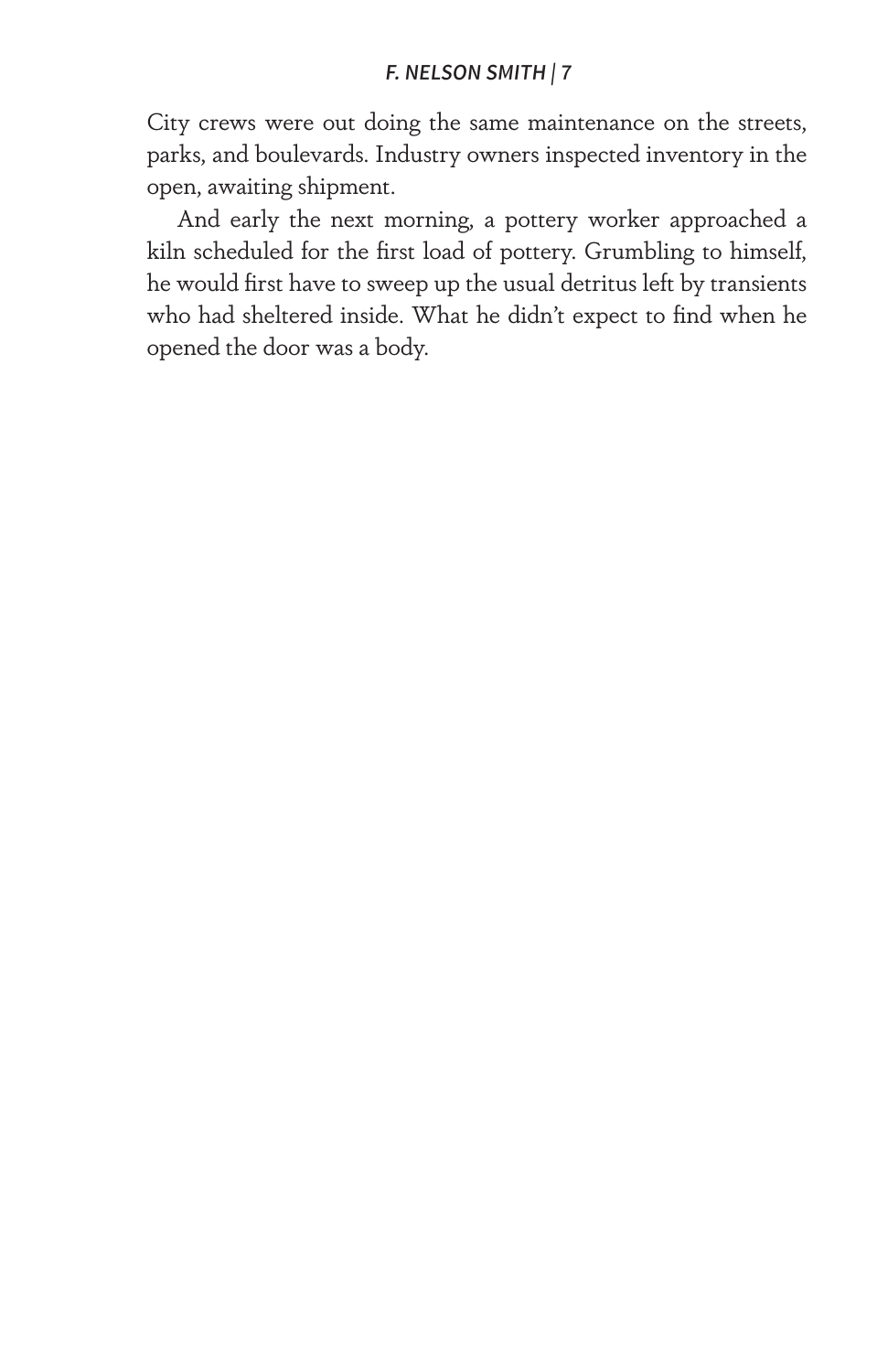City crews were out doing the same maintenance on the streets, parks, and boulevards. Industry owners inspected inventory in the open, awaiting shipment.

And early the next morning, a pottery worker approached a kiln scheduled for the first load of pottery. Grumbling to himself, he would first have to sweep up the usual detritus left by transients who had sheltered inside. What he didn't expect to find when he opened the door was a body.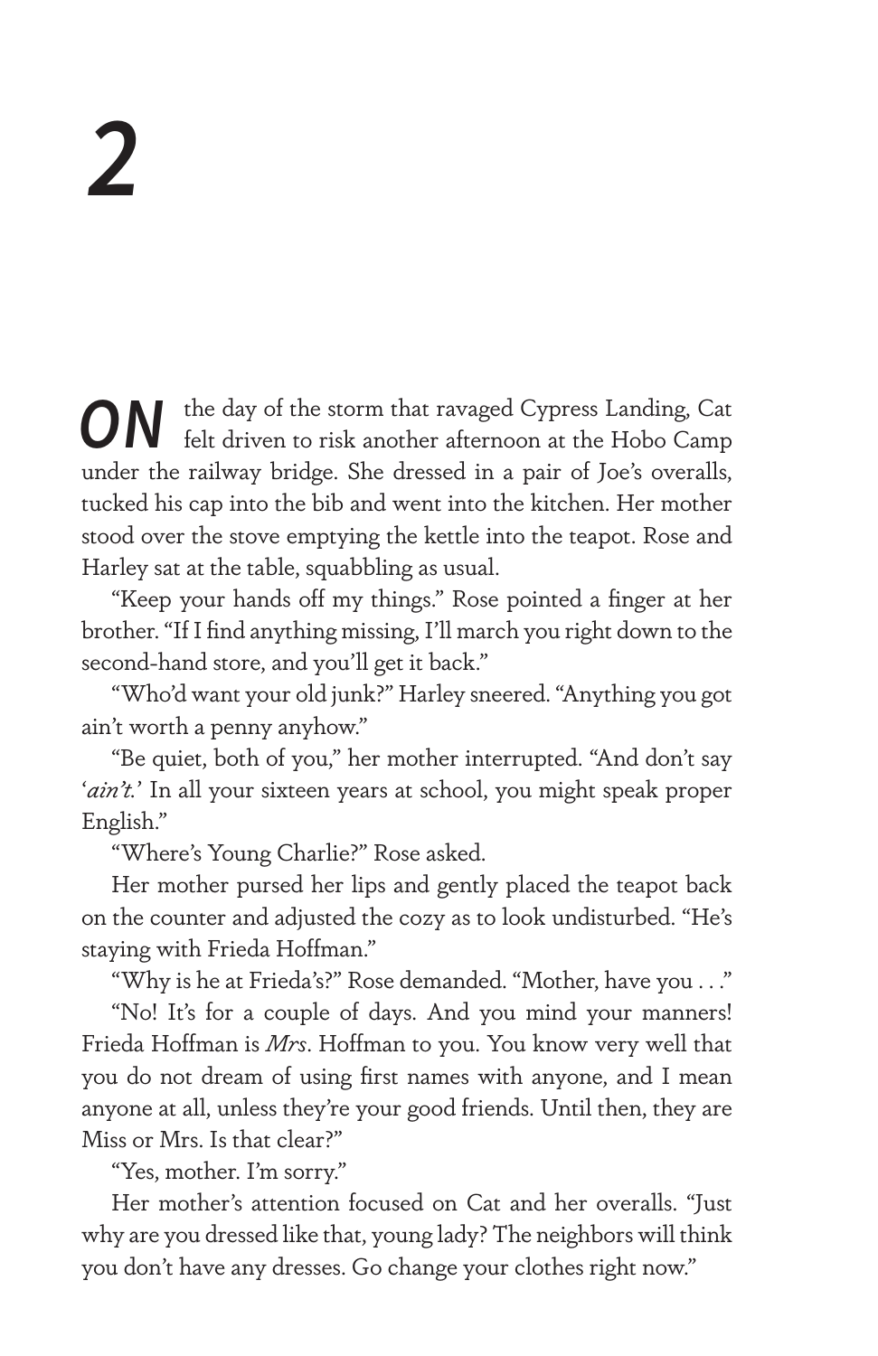# 2

**ON** the day of the storm that ravaged Cypress Landing, Cat felt driven to risk another afternoon at the Hobo Camp under the railway bridge. She dressed in a pair of Joe's overalls, tucked his cap into the bib and went into the kitchen. Her mother stood over the stove emptying the kettle into the teapot. Rose and Harley sat at the table, squabbling as usual.

"Keep your hands off my things." Rose pointed a finger at her brother. "If I find anything missing, I'll march you right down to the second-hand store, and you'll get it back."

"Who'd want your old junk?" Harley sneered. "Anything you got ain't worth a penny anyhow."

"Be quiet, both of you," her mother interrupted. "And don't say '*ain't*.' In all your sixteen years at school, you might speak proper English."

"Where's Young Charlie?" Rose asked.

Her mother pursed her lips and gently placed the teapot back on the counter and adjusted the cozy as to look undisturbed. "He's staying with Frieda Hoffman."

"Why is he at Frieda's?" Rose demanded. "Mother, have you . . ."

"No! It's for a couple of days. And you mind your manners! Frieda Hoffman is *Mrs*. Hoffman to you. You know very well that you do not dream of using first names with anyone, and I mean anyone at all, unless they're your good friends. Until then, they are Miss or Mrs. Is that clear?"

"Yes, mother. I'm sorry."

Her mother's attention focused on Cat and her overalls. "Just why are you dressed like that, young lady? The neighbors will think you don't have any dresses. Go change your clothes right now."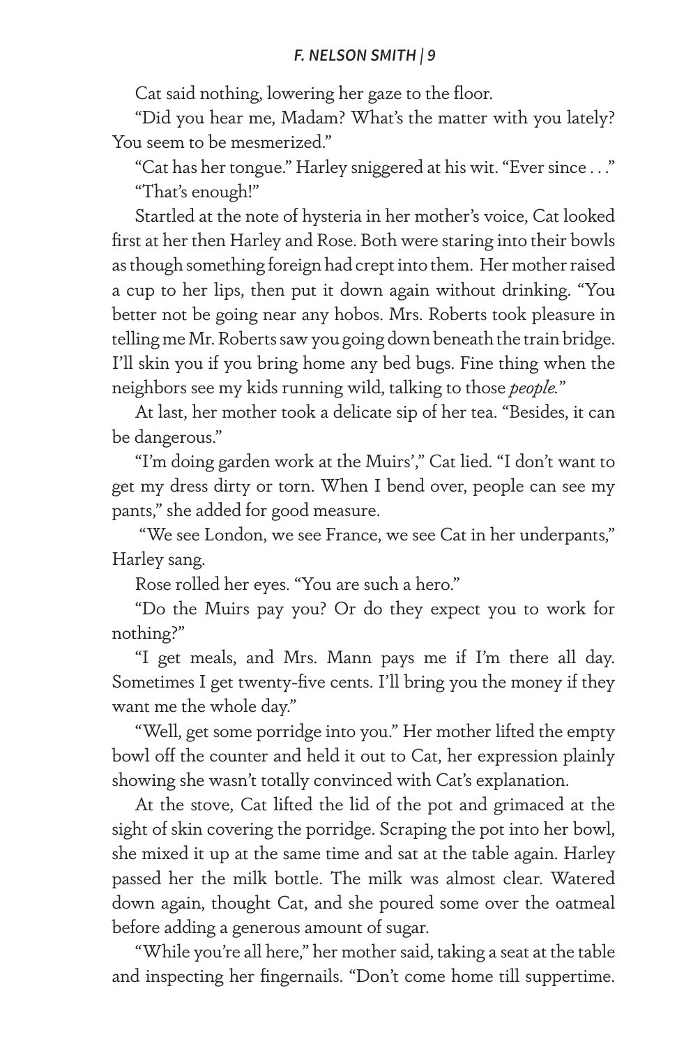Cat said nothing, lowering her gaze to the floor.

"Did you hear me, Madam? What's the matter with you lately? You seem to be mesmerized."

"Cat has her tongue." Harley sniggered at his wit. "Ever since . . ."

"That's enough!"

Startled at the note of hysteria in her mother's voice, Cat looked first at her then Harley and Rose. Both were staring into their bowls as though something foreign had crept into them. Her mother raised a cup to her lips, then put it down again without drinking. "You better not be going near any hobos. Mrs. Roberts took pleasure in telling me Mr. Roberts saw you going down beneath the train bridge. I'll skin you if you bring home any bed bugs. Fine thing when the neighbors see my kids running wild, talking to those *people*."

At last, her mother took a delicate sip of her tea. "Besides, it can be dangerous."

"I'm doing garden work at the Muirs'," Cat lied. "I don't want to get my dress dirty or torn. When I bend over, people can see my pants," she added for good measure.

"We see London, we see France, we see Cat in her underpants," Harley sang.

Rose rolled her eyes. "You are such a hero."

"Do the Muirs pay you? Or do they expect you to work for nothing?"

"I get meals, and Mrs. Mann pays me if I'm there all day. Sometimes I get twenty-five cents. I'll bring you the money if they want me the whole day."

"Well, get some porridge into you." Her mother lifted the empty bowl off the counter and held it out to Cat, her expression plainly showing she wasn't totally convinced with Cat's explanation.

At the stove, Cat lifted the lid of the pot and grimaced at the sight of skin covering the porridge. Scraping the pot into her bowl, she mixed it up at the same time and sat at the table again. Harley passed her the milk bottle. The milk was almost clear. Watered down again, thought Cat, and she poured some over the oatmeal before adding a generous amount of sugar.

"While you're all here," her mother said, taking a seat at the table and inspecting her fingernails. "Don't come home till suppertime.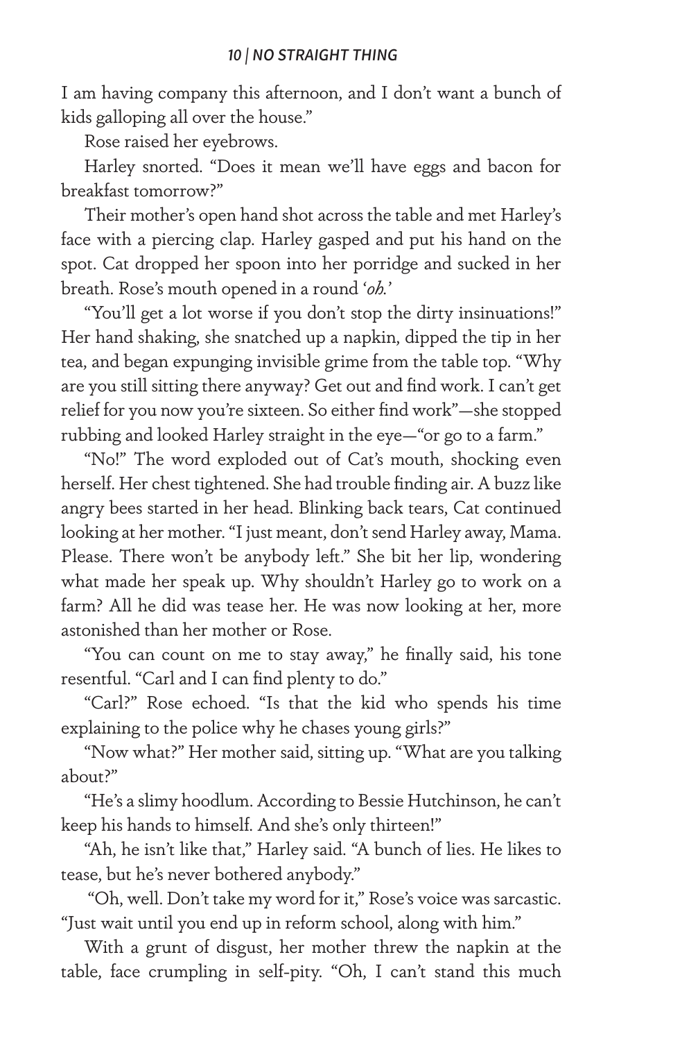I am having company this afternoon, and I don't want a bunch of kids galloping all over the house."

Rose raised her eyebrows.

Harley snorted. "Does it mean we'll have eggs and bacon for breakfast tomorrow?"

Their mother's open hand shot across the table and met Harley's face with a piercing clap. Harley gasped and put his hand on the spot. Cat dropped her spoon into her porridge and sucked in her breath. Rose's mouth opened in a round '*oh*.'

"You'll get a lot worse if you don't stop the dirty insinuations!" Her hand shaking, she snatched up a napkin, dipped the tip in her tea, and began expunging invisible grime from the table top. "Why are you still sitting there anyway? Get out and find work. I can't get relief for you now you're sixteen. So either find work"—she stopped rubbing and looked Harley straight in the eye—"or go to a farm."

"No!" The word exploded out of Cat's mouth, shocking even herself. Her chest tightened. She had trouble finding air. A buzz like angry bees started in her head. Blinking back tears, Cat continued looking at her mother. "I just meant, don't send Harley away, Mama. Please. There won't be anybody left." She bit her lip, wondering what made her speak up. Why shouldn't Harley go to work on a farm? All he did was tease her. He was now looking at her, more astonished than her mother or Rose.

"You can count on me to stay away," he finally said, his tone resentful. "Carl and I can find plenty to do."

"Carl?" Rose echoed. "Is that the kid who spends his time explaining to the police why he chases young girls?"

"Now what?" Her mother said, sitting up. "What are you talking about?"

"He's a slimy hoodlum. According to Bessie Hutchinson, he can't keep his hands to himself. And she's only thirteen!"

"Ah, he isn't like that," Harley said. "A bunch of lies. He likes to tease, but he's never bothered anybody."

"Oh, well. Don't take my word for it," Rose's voice was sarcastic. "Just wait until you end up in reform school, along with him."

With a grunt of disgust, her mother threw the napkin at the table, face crumpling in self-pity. "Oh, I can't stand this much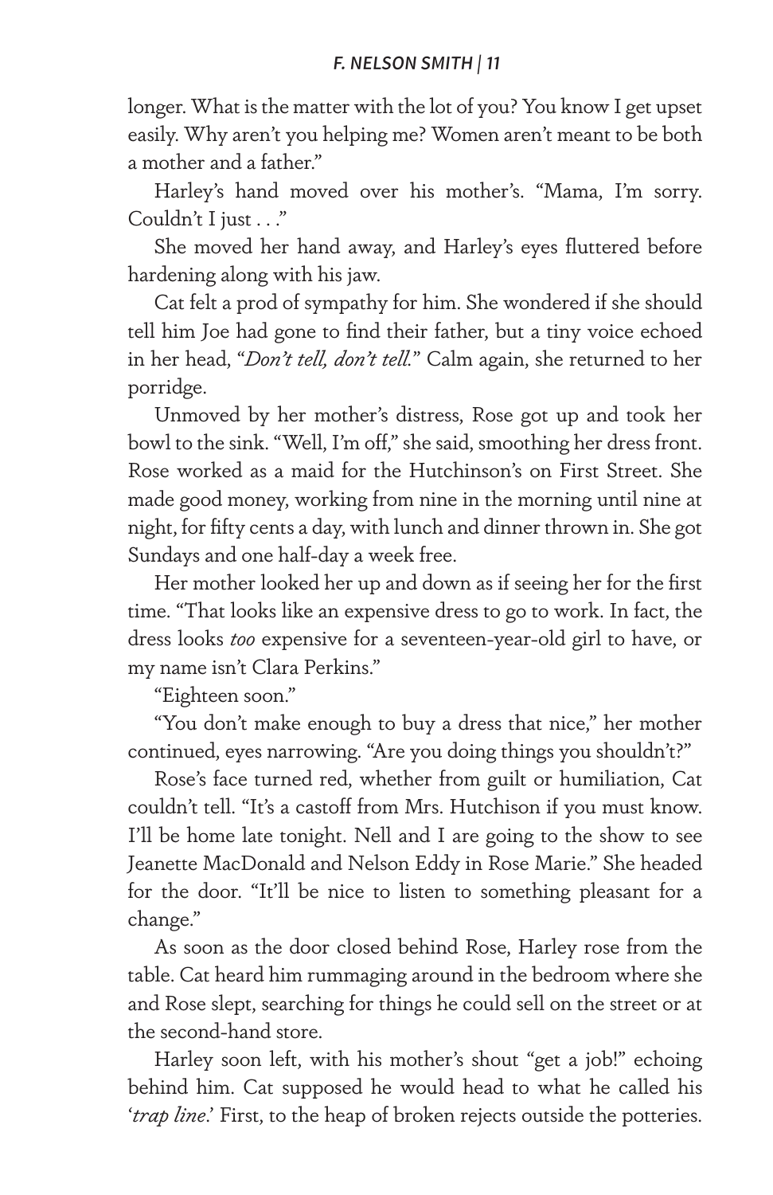longer. What is the matter with the lot of you? You know I get upset easily. Why aren't you helping me? Women aren't meant to be both a mother and a father."

Harley's hand moved over his mother's. "Mama, I'm sorry. Couldn't I just . . ."

She moved her hand away, and Harley's eyes fluttered before hardening along with his jaw.

Cat felt a prod of sympathy for him. She wondered if she should tell him Joe had gone to find their father, but a tiny voice echoed in her head, "*Don't tell, don't tell.*" Calm again, she returned to her porridge.

Unmoved by her mother's distress, Rose got up and took her bowl to the sink. "Well, I'm off," she said, smoothing her dress front. Rose worked as a maid for the Hutchinson's on First Street. She made good money, working from nine in the morning until nine at night, for fifty cents a day, with lunch and dinner thrown in. She got Sundays and one half-day a week free.

Her mother looked her up and down as if seeing her for the first time. "That looks like an expensive dress to go to work. In fact, the dress looks *too* expensive for a seventeen-year-old girl to have, or my name isn't Clara Perkins."

"Eighteen soon."

"You don't make enough to buy a dress that nice," her mother continued, eyes narrowing. "Are you doing things you shouldn't?"

Rose's face turned red, whether from guilt or humiliation, Cat couldn't tell. "It's a castoff from Mrs. Hutchison if you must know. I'll be home late tonight. Nell and I are going to the show to see Jeanette MacDonald and Nelson Eddy in Rose Marie." She headed for the door. "It'll be nice to listen to something pleasant for a change."

As soon as the door closed behind Rose, Harley rose from the table. Cat heard him rummaging around in the bedroom where she and Rose slept, searching for things he could sell on the street or at the second-hand store.

Harley soon left, with his mother's shout "get a job!" echoing behind him. Cat supposed he would head to what he called his '*trap line*.' First, to the heap of broken rejects outside the potteries.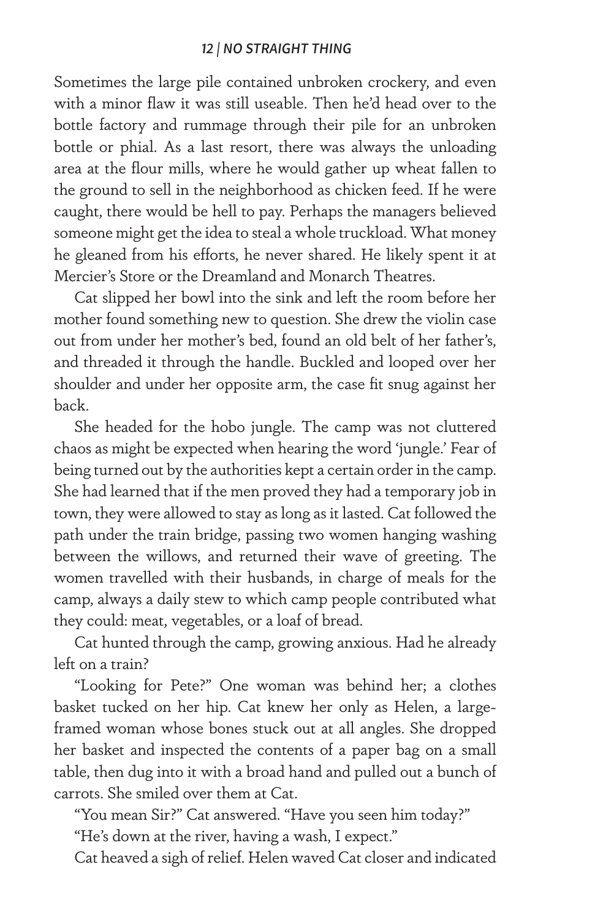Sometimes the large pile contained unbroken crockery, and even with a minor flaw it was still useable. Then he'd head over to the bottle factory and rummage through their pile for an unbroken bottle or phial. As a last resort, there was always the unloading area at the flour mills, where he would gather up wheat fallen to the ground to sell in the neighborhood as chicken feed. If he were caught, there would be hell to pay. Perhaps the managers believed someone might get the idea to steal a whole truckload. What money he gleaned from his efforts, he never shared. He likely spent it at Mercier's Store or the Dreamland and Monarch Theatres.

Cat slipped her bowl into the sink and left the room before her mother found something new to question. She drew the violin case out from under her mother's bed, found an old belt of her father's, and threaded it through the handle. Buckled and looped over her shoulder and under her opposite arm, the case fit snug against her back.

She headed for the hobo jungle. The camp was not cluttered chaos as might be expected when hearing the word 'jungle.' Fear of being turned out by the authorities kept a certain order in the camp. She had learned that if the men proved they had a temporary job in town, they were allowed to stay as long as it lasted. Cat followed the path under the train bridge, passing two women hanging washing between the willows, and returned their wave of greeting. The women travelled with their husbands, in charge of meals for the camp, always a daily stew to which camp people contributed what they could: meat, vegetables, or a loaf of bread.

Cat hunted through the camp, growing anxious. Had he already left on a train?

"Looking for Pete?" One woman was behind her; a clothes basket tucked on her hip. Cat knew her only as Helen, a large-framed woman whose bones stuck out at all angles. She dropped her basket and inspected the contents of a paper bag on a small table, then dug into it with a broad hand and pulled out a bunch of carrots. She smiled over them at Cat.

"You mean Sir?" Cat answered. "Have you seen him today?"

"He's down at the river, having a wash, I expect."

Cat heaved a sigh of relief. Helen waved Cat closer and indicated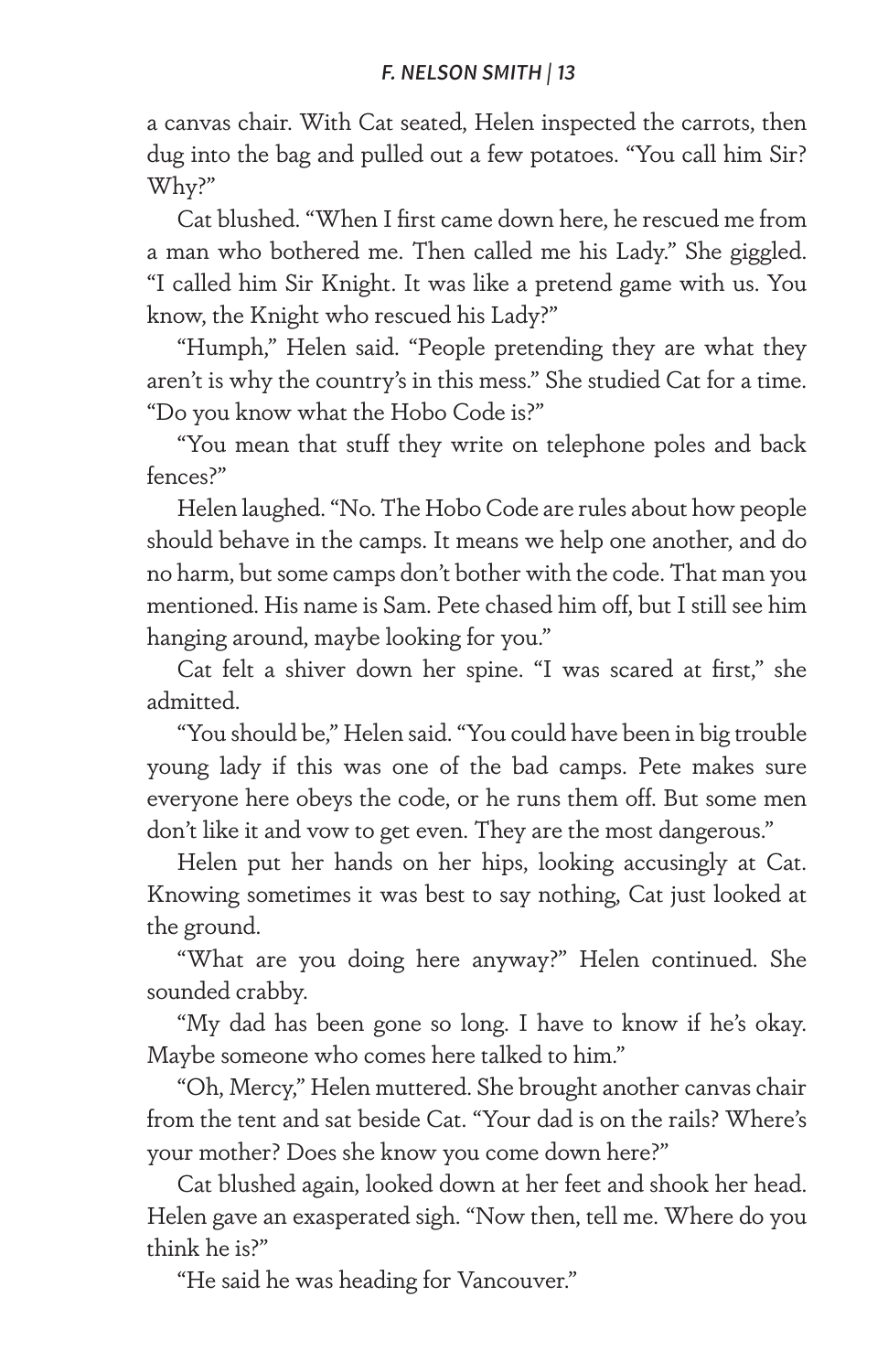a canvas chair. With Cat seated, Helen inspected the carrots, then dug into the bag and pulled out a few potatoes. "You call him Sir? Why?"

Cat blushed. "When I first came down here, he rescued me from a man who bothered me. Then called me his Lady." She giggled. "I called him Sir Knight. It was like a pretend game with us. You know, the Knight who rescued his Lady?"

"Humph," Helen said. "People pretending they are what they aren't is why the country's in this mess." She studied Cat for a time. "Do you know what the Hobo Code is?"

"You mean that stuff they write on telephone poles and back fences?"

Helen laughed. "No. The Hobo Code are rules about how people should behave in the camps. It means we help one another, and do no harm, but some camps don't bother with the code. That man you mentioned. His name is Sam. Pete chased him off, but I still see him hanging around, maybe looking for you."

Cat felt a shiver down her spine. "I was scared at first," she admitted.

"You should be," Helen said. "You could have been in big trouble young lady if this was one of the bad camps. Pete makes sure everyone here obeys the code, or he runs them off. But some men don't like it and vow to get even. They are the most dangerous."

Helen put her hands on her hips, looking accusingly at Cat. Knowing sometimes it was best to say nothing, Cat just looked at the ground.

"What are you doing here anyway?" Helen continued. She sounded crabby.

"My dad has been gone so long. I have to know if he's okay. Maybe someone who comes here talked to him."

"Oh, Mercy," Helen muttered. She brought another canvas chair from the tent and sat beside Cat. "Your dad is on the rails? Where's your mother? Does she know you come down here?"

Cat blushed again, looked down at her feet and shook her head. Helen gave an exasperated sigh. "Now then, tell me. Where do you think he is?"

"He said he was heading for Vancouver."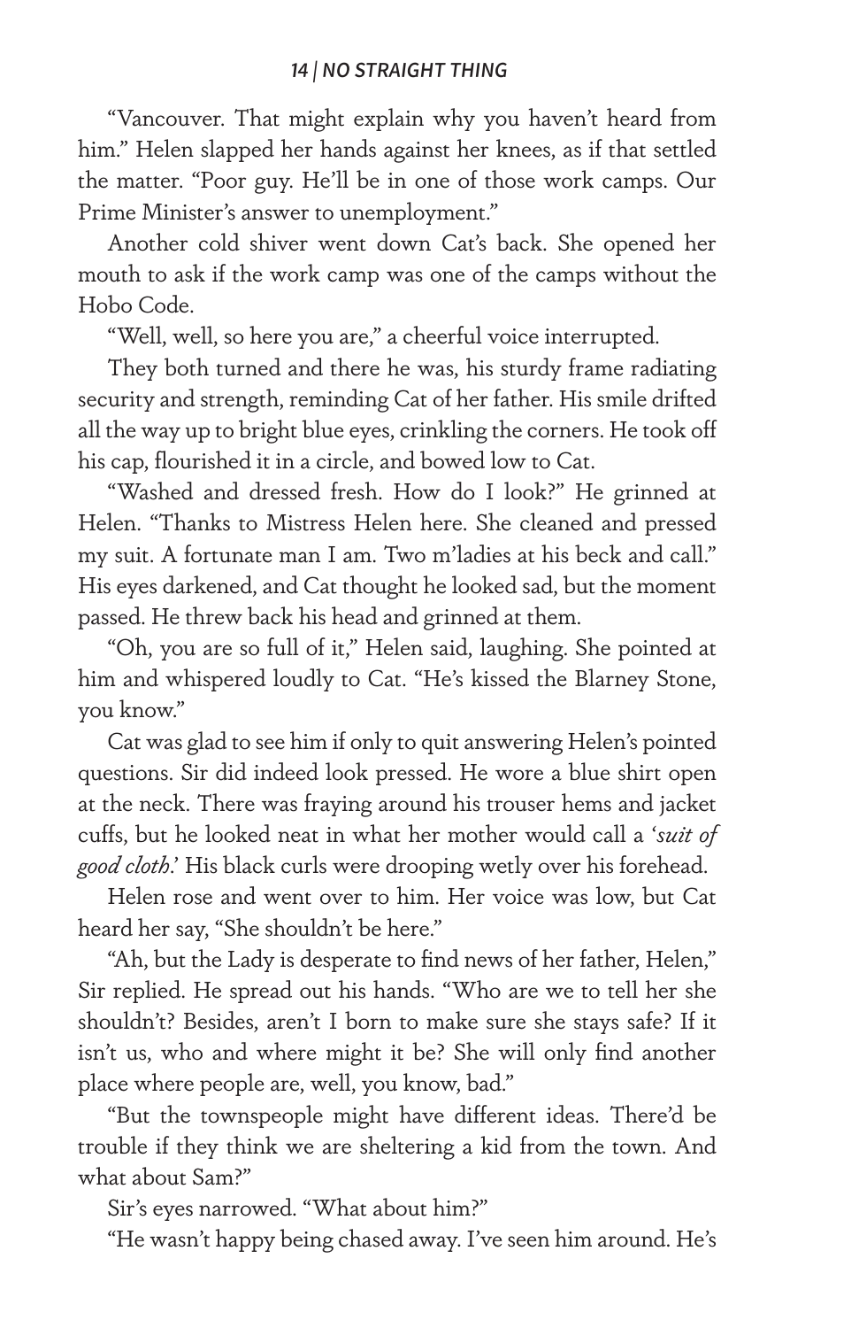"Vancouver. That might explain why you haven't heard from him." Helen slapped her hands against her knees, as if that settled the matter. "Poor guy. He'll be in one of those work camps. Our Prime Minister's answer to unemployment."

Another cold shiver went down Cat's back. She opened her mouth to ask if the work camp was one of the camps without the Hobo Code.

"Well, well, so here you are," a cheerful voice interrupted.

They both turned and there he was, his sturdy frame radiating security and strength, reminding Cat of her father. His smile drifted all the way up to bright blue eyes, crinkling the corners. He took off his cap, flourished it in a circle, and bowed low to Cat.

"Washed and dressed fresh. How do I look?" He grinned at Helen. "Thanks to Mistress Helen here. She cleaned and pressed my suit. A fortunate man I am. Two m'ladies at his beck and call." His eyes darkened, and Cat thought he looked sad, but the moment passed. He threw back his head and grinned at them.

"Oh, you are so full of it," Helen said, laughing. She pointed at him and whispered loudly to Cat. "He's kissed the Blarney Stone, you know."

Cat was glad to see him if only to quit answering Helen's pointed questions. Sir did indeed look pressed. He wore a blue shirt open at the neck. There was fraying around his trouser hems and jacket cuffs, but he looked neat in what her mother would call a '*suit of good cloth*.' His black curls were drooping wetly over his forehead.

Helen rose and went over to him. Her voice was low, but Cat heard her say, "She shouldn't be here."

"Ah, but the Lady is desperate to find news of her father, Helen," Sir replied. He spread out his hands. "Who are we to tell her she shouldn't? Besides, aren't I born to make sure she stays safe? If it isn't us, who and where might it be? She will only find another place where people are, well, you know, bad."

"But the townspeople might have different ideas. There'd be trouble if they think we are sheltering a kid from the town. And what about Sam?"

Sir's eyes narrowed. "What about him?"

"He wasn't happy being chased away. I've seen him around. He's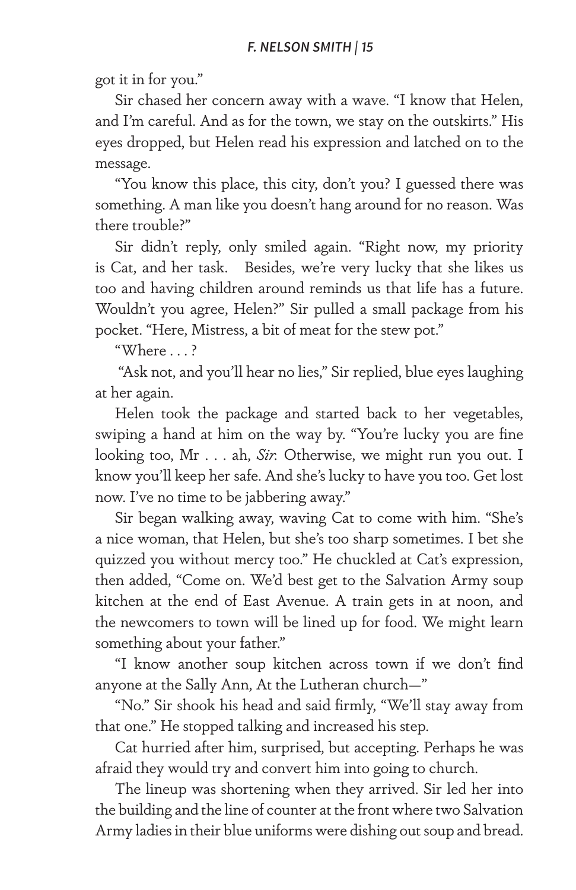got it in for you."

Sir chased her concern away with a wave. "I know that Helen, and I'm careful. And as for the town, we stay on the outskirts." His eyes dropped, but Helen read his expression and latched on to the message.

"You know this place, this city, don't you? I guessed there was something. A man like you doesn't hang around for no reason. Was there trouble?"

Sir didn't reply, only smiled again. "Right now, my priority is Cat, and her task.   Besides, we're very lucky that she likes us too and having children around reminds us that life has a future. Wouldn't you agree, Helen?" Sir pulled a small package from his pocket. "Here, Mistress, a bit of meat for the stew pot."

"Where . . . ?

"Ask not, and you'll hear no lies," Sir replied, blue eyes laughing at her again.

Helen took the package and started back to her vegetables, swiping a hand at him on the way by. "You're lucky you are fine looking too, Mr . . . ah, *Sir*. Otherwise, we might run you out. I know you'll keep her safe. And she's lucky to have you too. Get lost now. I've no time to be jabbering away."

Sir began walking away, waving Cat to come with him. "She's a nice woman, that Helen, but she's too sharp sometimes. I bet she quizzed you without mercy too." He chuckled at Cat's expression, then added, "Come on. We'd best get to the Salvation Army soup kitchen at the end of East Avenue. A train gets in at noon, and the newcomers to town will be lined up for food. We might learn something about your father."

"I know another soup kitchen across town if we don't find anyone at the Sally Ann, At the Lutheran church—"

"No." Sir shook his head and said firmly, "We'll stay away from that one." He stopped talking and increased his step.

Cat hurried after him, surprised, but accepting. Perhaps he was afraid they would try and convert him into going to church.

The lineup was shortening when they arrived. Sir led her into the building and the line of counter at the front where two Salvation Army ladies in their blue uniforms were dishing out soup and bread.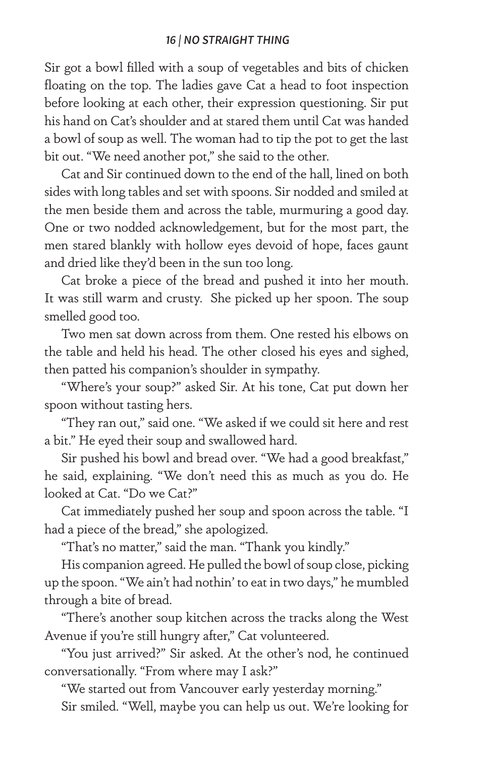Sir got a bowl filled with a soup of vegetables and bits of chicken floating on the top. The ladies gave Cat a head to foot inspection before looking at each other, their expression questioning. Sir put his hand on Cat's shoulder and at stared them until Cat was handed a bowl of soup as well. The woman had to tip the pot to get the last bit out. "We need another pot," she said to the other.

Cat and Sir continued down to the end of the hall, lined on both sides with long tables and set with spoons. Sir nodded and smiled at the men beside them and across the table, murmuring a good day. One or two nodded acknowledgement, but for the most part, the men stared blankly with hollow eyes devoid of hope, faces gaunt and dried like they'd been in the sun too long.

Cat broke a piece of the bread and pushed it into her mouth. It was still warm and crusty. She picked up her spoon. The soup smelled good too.

Two men sat down across from them. One rested his elbows on the table and held his head. The other closed his eyes and sighed, then patted his companion's shoulder in sympathy.

"Where's your soup?" asked Sir. At his tone, Cat put down her spoon without tasting hers.

"They ran out," said one. "We asked if we could sit here and rest a bit." He eyed their soup and swallowed hard.

Sir pushed his bowl and bread over. "We had a good breakfast," he said, explaining. "We don't need this as much as you do. He looked at Cat. "Do we Cat?"

Cat immediately pushed her soup and spoon across the table. "I had a piece of the bread," she apologized.

"That's no matter," said the man. "Thank you kindly."

His companion agreed. He pulled the bowl of soup close, picking up the spoon. "We ain't had nothin' to eat in two days," he mumbled through a bite of bread.

"There's another soup kitchen across the tracks along the West Avenue if you're still hungry after," Cat volunteered.

"You just arrived?" Sir asked. At the other's nod, he continued conversationally. "From where may I ask?"

"We started out from Vancouver early yesterday morning."

Sir smiled. "Well, maybe you can help us out. We're looking for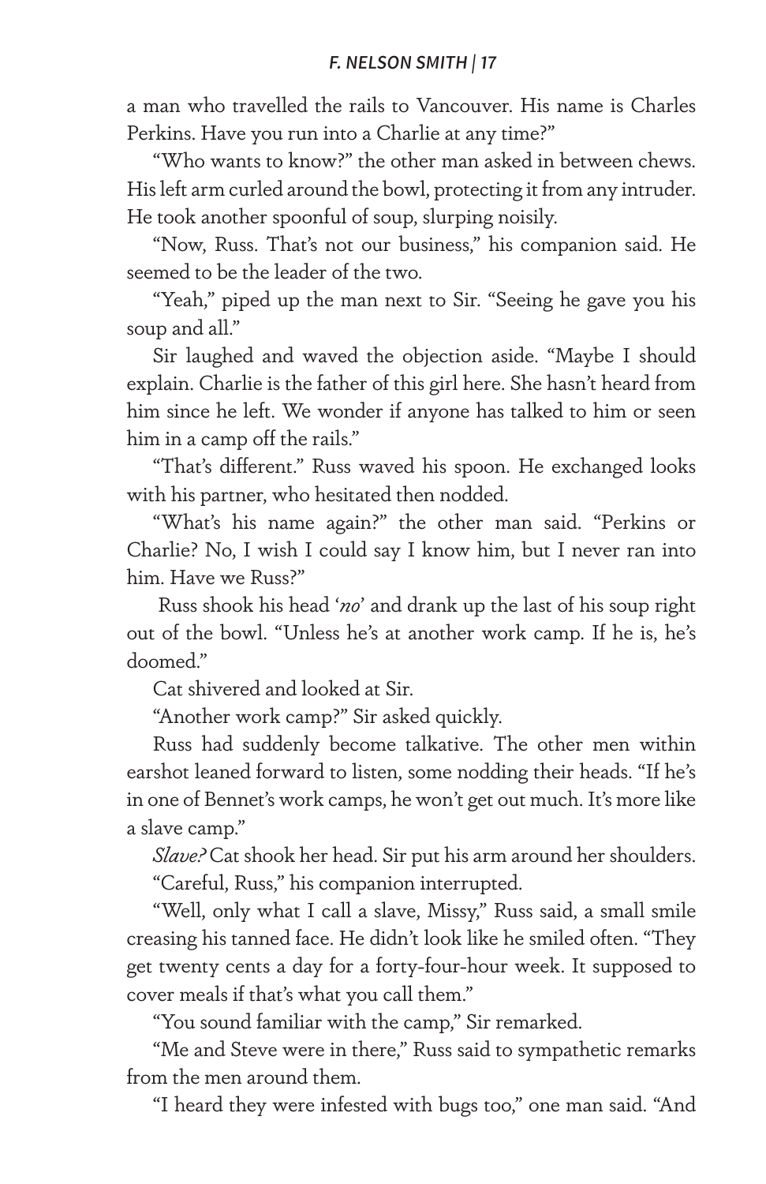a man who travelled the rails to Vancouver. His name is Charles Perkins. Have you run into a Charlie at any time?"

"Who wants to know?" the other man asked in between chews. His left arm curled around the bowl, protecting it from any intruder. He took another spoonful of soup, slurping noisily.

"Now, Russ. That's not our business," his companion said. He seemed to be the leader of the two.

"Yeah," piped up the man next to Sir. "Seeing he gave you his soup and all."

Sir laughed and waved the objection aside. "Maybe I should explain. Charlie is the father of this girl here. She hasn't heard from him since he left. We wonder if anyone has talked to him or seen him in a camp off the rails."

"That's different." Russ waved his spoon. He exchanged looks with his partner, who hesitated then nodded.

"What's his name again?" the other man said. "Perkins or Charlie? No, I wish I could say I know him, but I never ran into him. Have we Russ?"

Russ shook his head '*no*' and drank up the last of his soup right out of the bowl. "Unless he's at another work camp. If he is, he's doomed."

Cat shivered and looked at Sir.

"Another work camp?" Sir asked quickly.

Russ had suddenly become talkative. The other men within earshot leaned forward to listen, some nodding their heads. "If he's in one of Bennet's work camps, he won't get out much. It's more like a slave camp."

*Slave?* Cat shook her head. Sir put his arm around her shoulders.

"Careful, Russ," his companion interrupted.

"Well, only what I call a slave, Missy," Russ said, a small smile creasing his tanned face. He didn't look like he smiled often. "They get twenty cents a day for a forty-four-hour week. It supposed to cover meals if that's what you call them."

"You sound familiar with the camp," Sir remarked.

"Me and Steve were in there," Russ said to sympathetic remarks from the men around them.

"I heard they were infested with bugs too," one man said. "And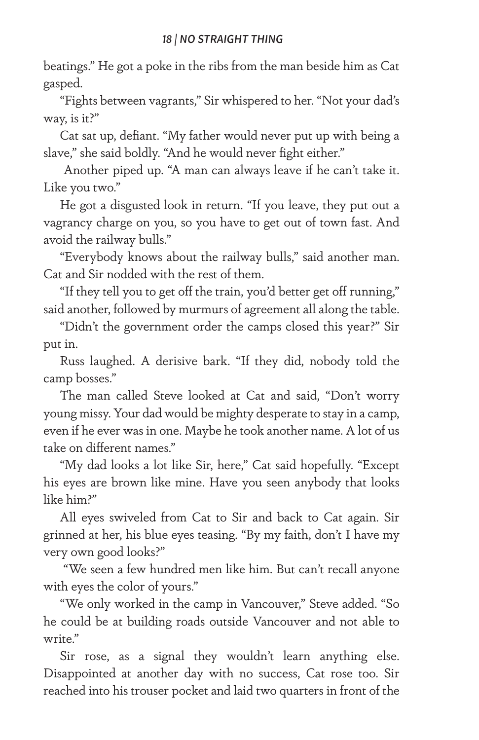beatings." He got a poke in the ribs from the man beside him as Cat gasped.

"Fights between vagrants," Sir whispered to her. "Not your dad's way, is it?"

Cat sat up, defiant. "My father would never put up with being a slave," she said boldly. "And he would never fight either."

Another piped up. "A man can always leave if he can't take it. Like you two."

He got a disgusted look in return. "If you leave, they put out a vagrancy charge on you, so you have to get out of town fast. And avoid the railway bulls."

"Everybody knows about the railway bulls," said another man. Cat and Sir nodded with the rest of them.

"If they tell you to get off the train, you'd better get off running," said another, followed by murmurs of agreement all along the table.

"Didn't the government order the camps closed this year?" Sir put in.

Russ laughed. A derisive bark. "If they did, nobody told the camp bosses."

The man called Steve looked at Cat and said, "Don't worry young missy. Your dad would be mighty desperate to stay in a camp, even if he ever was in one. Maybe he took another name. A lot of us take on different names."

"My dad looks a lot like Sir, here," Cat said hopefully. "Except his eyes are brown like mine. Have you seen anybody that looks like him?"

All eyes swiveled from Cat to Sir and back to Cat again. Sir grinned at her, his blue eyes teasing. "By my faith, don't I have my very own good looks?"

"We seen a few hundred men like him. But can't recall anyone with eyes the color of yours."

"We only worked in the camp in Vancouver," Steve added. "So he could be at building roads outside Vancouver and not able to write."

Sir rose, as a signal they wouldn't learn anything else. Disappointed at another day with no success, Cat rose too. Sir reached into his trouser pocket and laid two quarters in front of the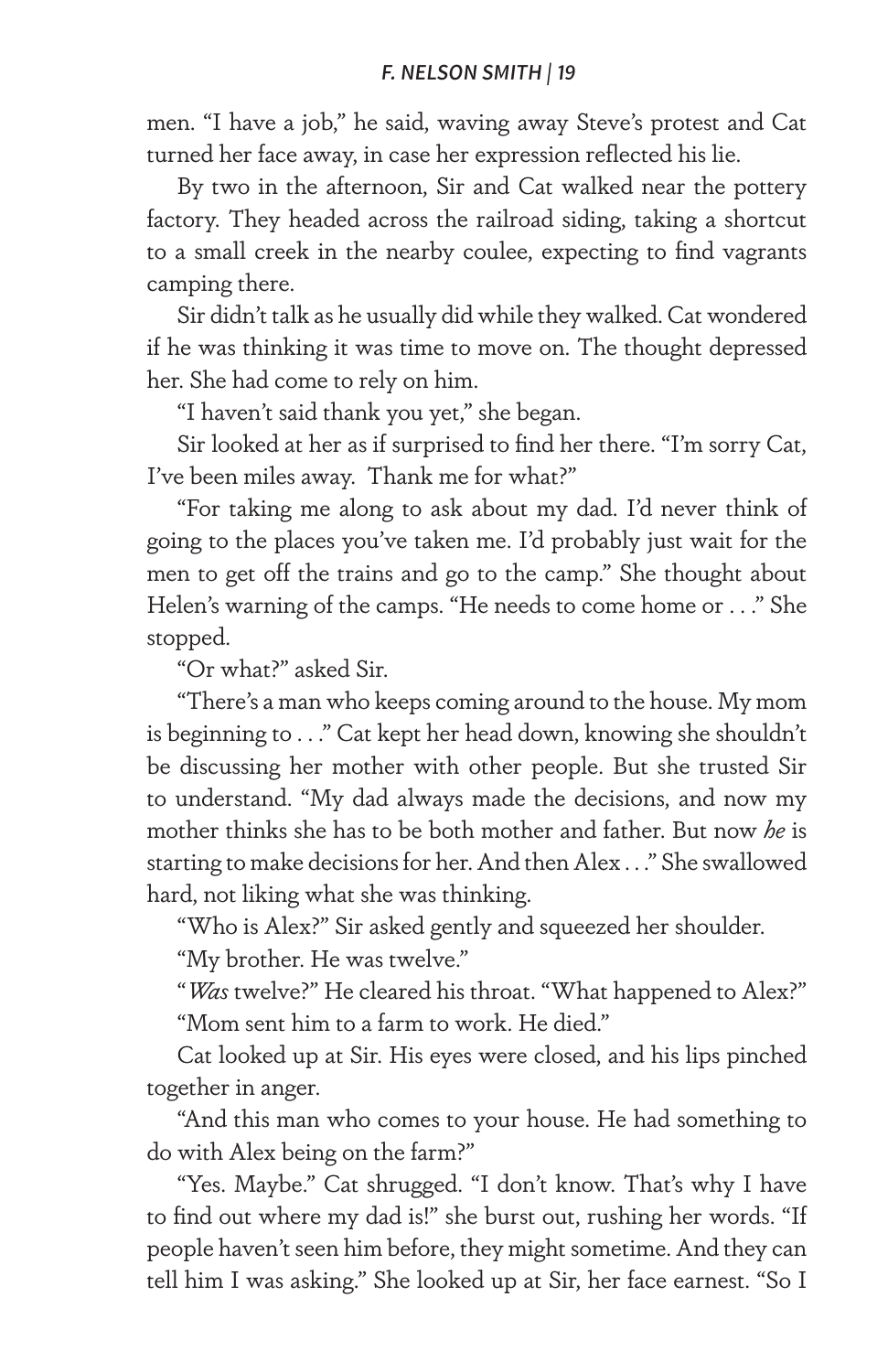men. "I have a job," he said, waving away Steve's protest and Cat turned her face away, in case her expression reflected his lie.

By two in the afternoon, Sir and Cat walked near the pottery factory. They headed across the railroad siding, taking a shortcut to a small creek in the nearby coulee, expecting to find vagrants camping there.

Sir didn't talk as he usually did while they walked. Cat wondered if he was thinking it was time to move on. The thought depressed her. She had come to rely on him.

"I haven't said thank you yet," she began.

Sir looked at her as if surprised to find her there. "I'm sorry Cat, I've been miles away. Thank me for what?"

"For taking me along to ask about my dad. I'd never think of going to the places you've taken me. I'd probably just wait for the men to get off the trains and go to the camp." She thought about Helen's warning of the camps. "He needs to come home or . . ." She stopped.

"Or what?" asked Sir.

"There's a man who keeps coming around to the house. My mom is beginning to . . ." Cat kept her head down, knowing she shouldn't be discussing her mother with other people. But she trusted Sir to understand. "My dad always made the decisions, and now my mother thinks she has to be both mother and father. But now *he* is starting to make decisions for her. And then Alex . . ." She swallowed hard, not liking what she was thinking.

"Who is Alex?" Sir asked gently and squeezed her shoulder.

"My brother. He was twelve."

"*Was* twelve?" He cleared his throat. "What happened to Alex?"

"Mom sent him to a farm to work. He died."

Cat looked up at Sir. His eyes were closed, and his lips pinched together in anger.

"And this man who comes to your house. He had something to do with Alex being on the farm?"

"Yes. Maybe." Cat shrugged. "I don't know. That's why I have to find out where my dad is!" she burst out, rushing her words. "If people haven't seen him before, they might sometime. And they can tell him I was asking." She looked up at Sir, her face earnest. "So I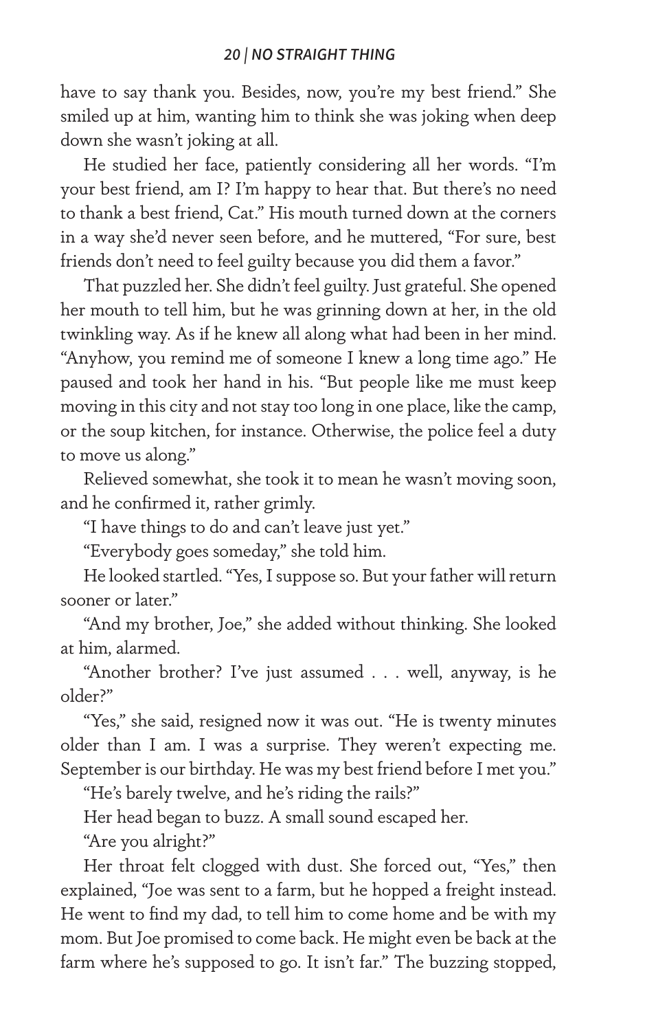have to say thank you. Besides, now, you're my best friend." She smiled up at him, wanting him to think she was joking when deep down she wasn't joking at all.

He studied her face, patiently considering all her words. "I'm your best friend, am I? I'm happy to hear that. But there's no need to thank a best friend, Cat." His mouth turned down at the corners in a way she'd never seen before, and he muttered, "For sure, best friends don't need to feel guilty because you did them a favor."

That puzzled her. She didn't feel guilty. Just grateful. She opened her mouth to tell him, but he was grinning down at her, in the old twinkling way. As if he knew all along what had been in her mind. "Anyhow, you remind me of someone I knew a long time ago." He paused and took her hand in his. "But people like me must keep moving in this city and not stay too long in one place, like the camp, or the soup kitchen, for instance. Otherwise, the police feel a duty to move us along."

Relieved somewhat, she took it to mean he wasn't moving soon, and he confirmed it, rather grimly.

"I have things to do and can't leave just yet."

"Everybody goes someday," she told him.

He looked startled. "Yes, I suppose so. But your father will return sooner or later."

"And my brother, Joe," she added without thinking. She looked at him, alarmed.

"Another brother? I've just assumed . . . well, anyway, is he older?"

"Yes," she said, resigned now it was out. "He is twenty minutes older than I am. I was a surprise. They weren't expecting me. September is our birthday. He was my best friend before I met you."

"He's barely twelve, and he's riding the rails?"

Her head began to buzz. A small sound escaped her.

"Are you alright?"

Her throat felt clogged with dust. She forced out, "Yes," then explained, "Joe was sent to a farm, but he hopped a freight instead. He went to find my dad, to tell him to come home and be with my mom. But Joe promised to come back. He might even be back at the farm where he's supposed to go. It isn't far." The buzzing stopped,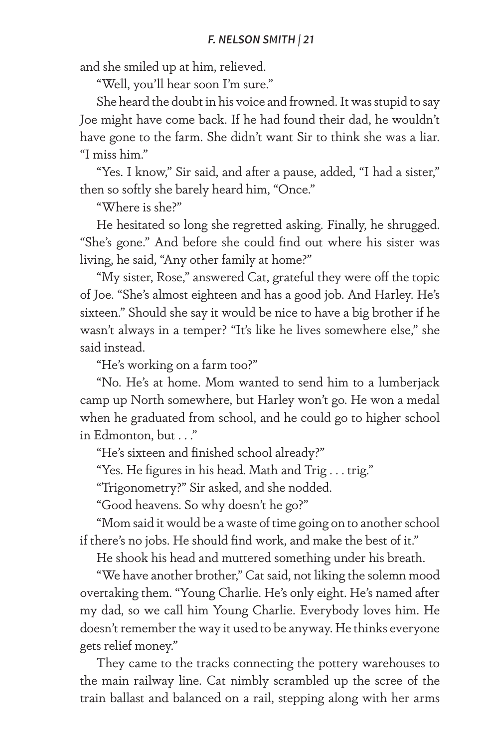and she smiled up at him, relieved.

"Well, you'll hear soon I'm sure."

She heard the doubt in his voice and frowned. It was stupid to say Joe might have come back. If he had found their dad, he wouldn't have gone to the farm. She didn't want Sir to think she was a liar. "I miss him."

"Yes. I know," Sir said, and after a pause, added, "I had a sister," then so softly she barely heard him, "Once."

"Where is she?"

He hesitated so long she regretted asking. Finally, he shrugged. "She's gone." And before she could find out where his sister was living, he said, "Any other family at home?"

"My sister, Rose," answered Cat, grateful they were off the topic of Joe. "She's almost eighteen and has a good job. And Harley. He's sixteen." Should she say it would be nice to have a big brother if he wasn't always in a temper? "It's like he lives somewhere else," she said instead.

"He's working on a farm too?"

"No. He's at home. Mom wanted to send him to a lumberjack camp up North somewhere, but Harley won't go. He won a medal when he graduated from school, and he could go to higher school in Edmonton, but . . ."

"He's sixteen and finished school already?"

"Yes. He figures in his head. Math and Trig . . . trig."

"Trigonometry?" Sir asked, and she nodded.

"Good heavens. So why doesn't he go?"

"Mom said it would be a waste of time going on to another school if there's no jobs. He should find work, and make the best of it."

He shook his head and muttered something under his breath.

"We have another brother," Cat said, not liking the solemn mood overtaking them. "Young Charlie. He's only eight. He's named after my dad, so we call him Young Charlie. Everybody loves him. He doesn't remember the way it used to be anyway. He thinks everyone gets relief money."

They came to the tracks connecting the pottery warehouses to the main railway line. Cat nimbly scrambled up the scree of the train ballast and balanced on a rail, stepping along with her arms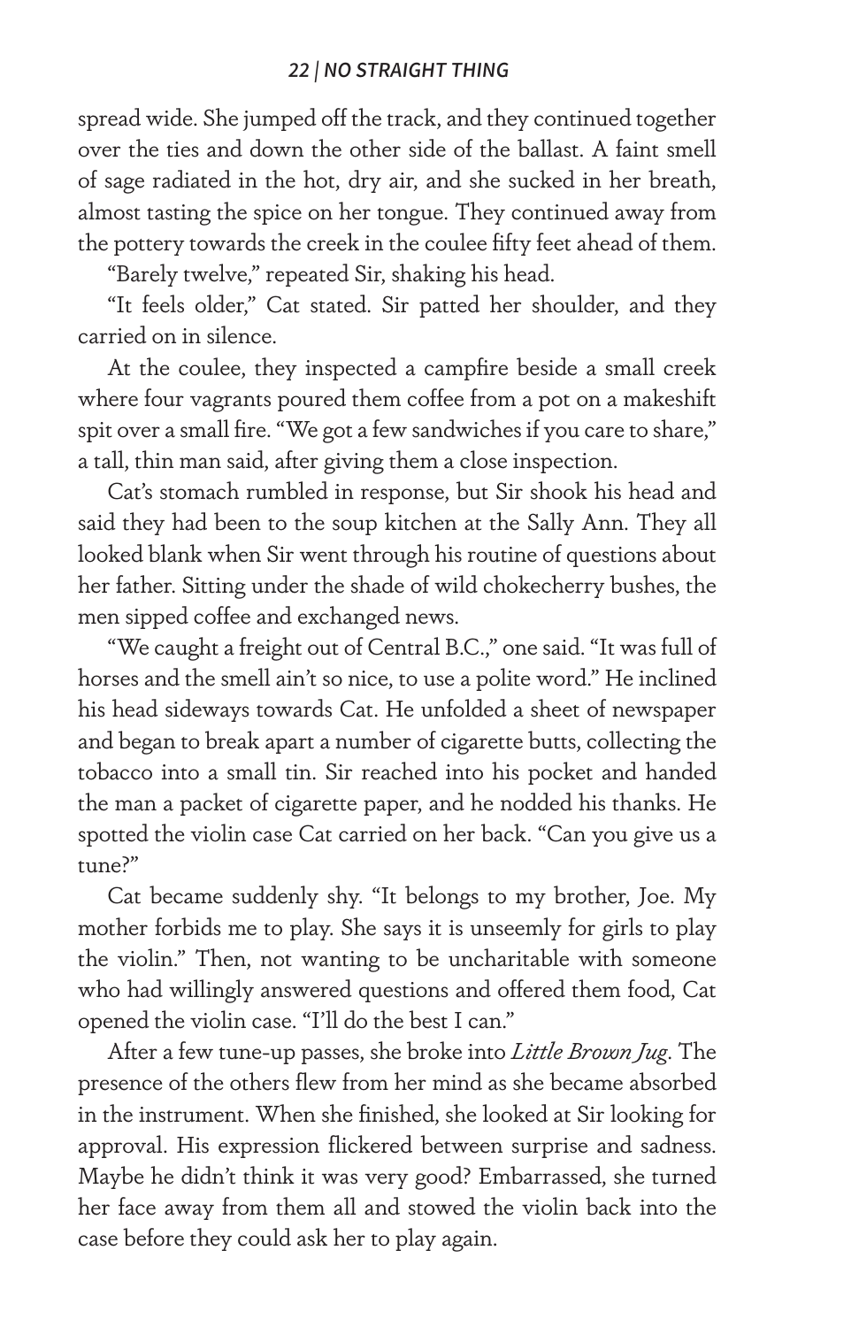spread wide. She jumped off the track, and they continued together over the ties and down the other side of the ballast. A faint smell of sage radiated in the hot, dry air, and she sucked in her breath, almost tasting the spice on her tongue. They continued away from the pottery towards the creek in the coulee fifty feet ahead of them.

"Barely twelve," repeated Sir, shaking his head.

"It feels older," Cat stated. Sir patted her shoulder, and they carried on in silence.

At the coulee, they inspected a campfire beside a small creek where four vagrants poured them coffee from a pot on a makeshift spit over a small fire. "We got a few sandwiches if you care to share," a tall, thin man said, after giving them a close inspection.

Cat's stomach rumbled in response, but Sir shook his head and said they had been to the soup kitchen at the Sally Ann. They all looked blank when Sir went through his routine of questions about her father. Sitting under the shade of wild chokecherry bushes, the men sipped coffee and exchanged news.

"We caught a freight out of Central B.C.," one said. "It was full of horses and the smell ain't so nice, to use a polite word." He inclined his head sideways towards Cat. He unfolded a sheet of newspaper and began to break apart a number of cigarette butts, collecting the tobacco into a small tin. Sir reached into his pocket and handed the man a packet of cigarette paper, and he nodded his thanks. He spotted the violin case Cat carried on her back. "Can you give us a tune?"

Cat became suddenly shy. "It belongs to my brother, Joe. My mother forbids me to play. She says it is unseemly for girls to play the violin." Then, not wanting to be uncharitable with someone who had willingly answered questions and offered them food, Cat opened the violin case. "I'll do the best I can."

After a few tune-up passes, she broke into *Little Brown Jug*. The presence of the others flew from her mind as she became absorbed in the instrument. When she finished, she looked at Sir looking for approval. His expression flickered between surprise and sadness. Maybe he didn't think it was very good? Embarrassed, she turned her face away from them all and stowed the violin back into the case before they could ask her to play again.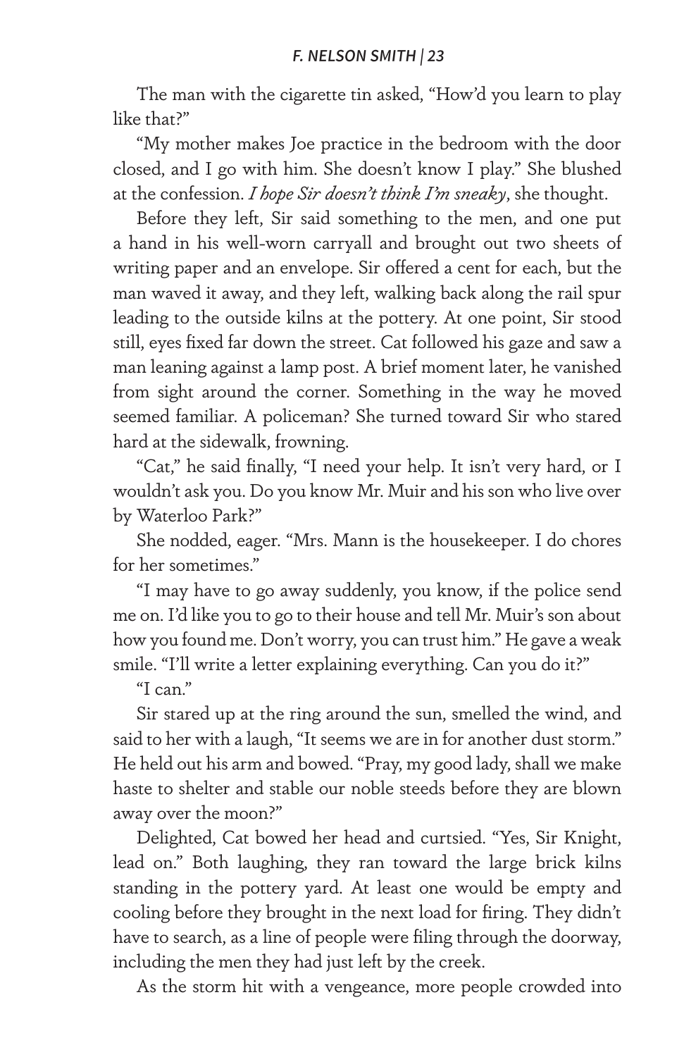The man with the cigarette tin asked, "How'd you learn to play like that?"

"My mother makes Joe practice in the bedroom with the door closed, and I go with him. She doesn't know I play." She blushed at the confession. *I hope Sir doesn't think I'm sneaky*, she thought.

Before they left, Sir said something to the men, and one put a hand in his well-worn carryall and brought out two sheets of writing paper and an envelope. Sir offered a cent for each, but the man waved it away, and they left, walking back along the rail spur leading to the outside kilns at the pottery. At one point, Sir stood still, eyes fixed far down the street. Cat followed his gaze and saw a man leaning against a lamp post. A brief moment later, he vanished from sight around the corner. Something in the way he moved seemed familiar. A policeman? She turned toward Sir who stared hard at the sidewalk, frowning.

"Cat," he said finally, "I need your help. It isn't very hard, or I wouldn't ask you. Do you know Mr. Muir and his son who live over by Waterloo Park?"

She nodded, eager. "Mrs. Mann is the housekeeper. I do chores for her sometimes."

"I may have to go away suddenly, you know, if the police send me on. I'd like you to go to their house and tell Mr. Muir's son about how you found me. Don't worry, you can trust him." He gave a weak smile. "I'll write a letter explaining everything. Can you do it?"

"I can."

Sir stared up at the ring around the sun, smelled the wind, and said to her with a laugh, "It seems we are in for another dust storm." He held out his arm and bowed. "Pray, my good lady, shall we make haste to shelter and stable our noble steeds before they are blown away over the moon?"

Delighted, Cat bowed her head and curtsied. "Yes, Sir Knight, lead on." Both laughing, they ran toward the large brick kilns standing in the pottery yard. At least one would be empty and cooling before they brought in the next load for firing. They didn't have to search, as a line of people were filing through the doorway, including the men they had just left by the creek.

As the storm hit with a vengeance, more people crowded into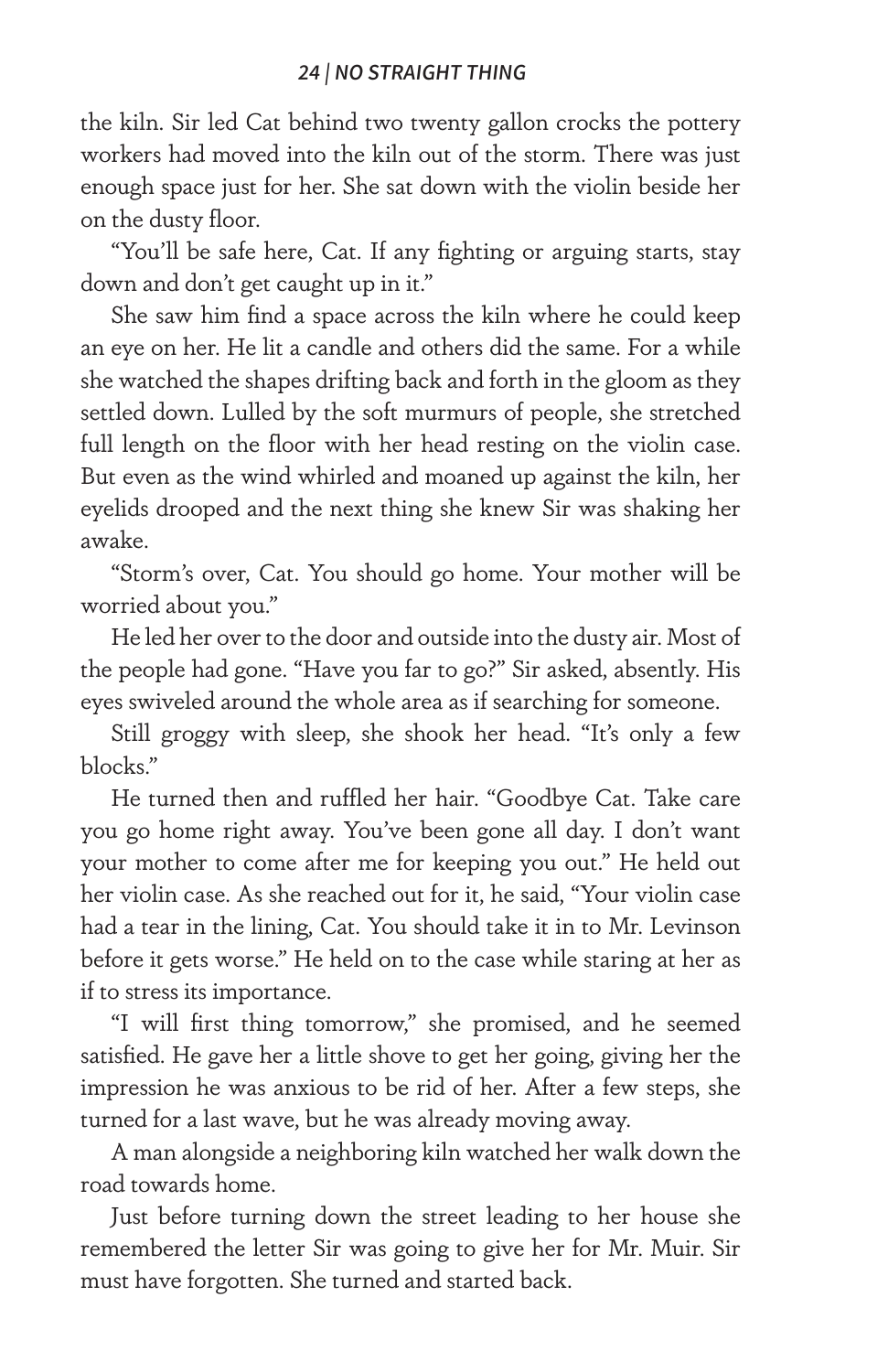the kiln. Sir led Cat behind two twenty gallon crocks the pottery workers had moved into the kiln out of the storm. There was just enough space just for her. She sat down with the violin beside her on the dusty floor.

"You'll be safe here, Cat. If any fighting or arguing starts, stay down and don't get caught up in it."

She saw him find a space across the kiln where he could keep an eye on her. He lit a candle and others did the same. For a while she watched the shapes drifting back and forth in the gloom as they settled down. Lulled by the soft murmurs of people, she stretched full length on the floor with her head resting on the violin case. But even as the wind whirled and moaned up against the kiln, her eyelids drooped and the next thing she knew Sir was shaking her awake.

"Storm's over, Cat. You should go home. Your mother will be worried about you."

He led her over to the door and outside into the dusty air. Most of the people had gone. "Have you far to go?" Sir asked, absently. His eyes swiveled around the whole area as if searching for someone.

Still groggy with sleep, she shook her head. "It's only a few blocks."

He turned then and ruffled her hair. "Goodbye Cat. Take care you go home right away. You've been gone all day. I don't want your mother to come after me for keeping you out." He held out her violin case. As she reached out for it, he said, "Your violin case had a tear in the lining, Cat. You should take it in to Mr. Levinson before it gets worse." He held on to the case while staring at her as if to stress its importance.

"I will first thing tomorrow," she promised, and he seemed satisfied. He gave her a little shove to get her going, giving her the impression he was anxious to be rid of her. After a few steps, she turned for a last wave, but he was already moving away.

A man alongside a neighboring kiln watched her walk down the road towards home.

Just before turning down the street leading to her house she remembered the letter Sir was going to give her for Mr. Muir. Sir must have forgotten. She turned and started back.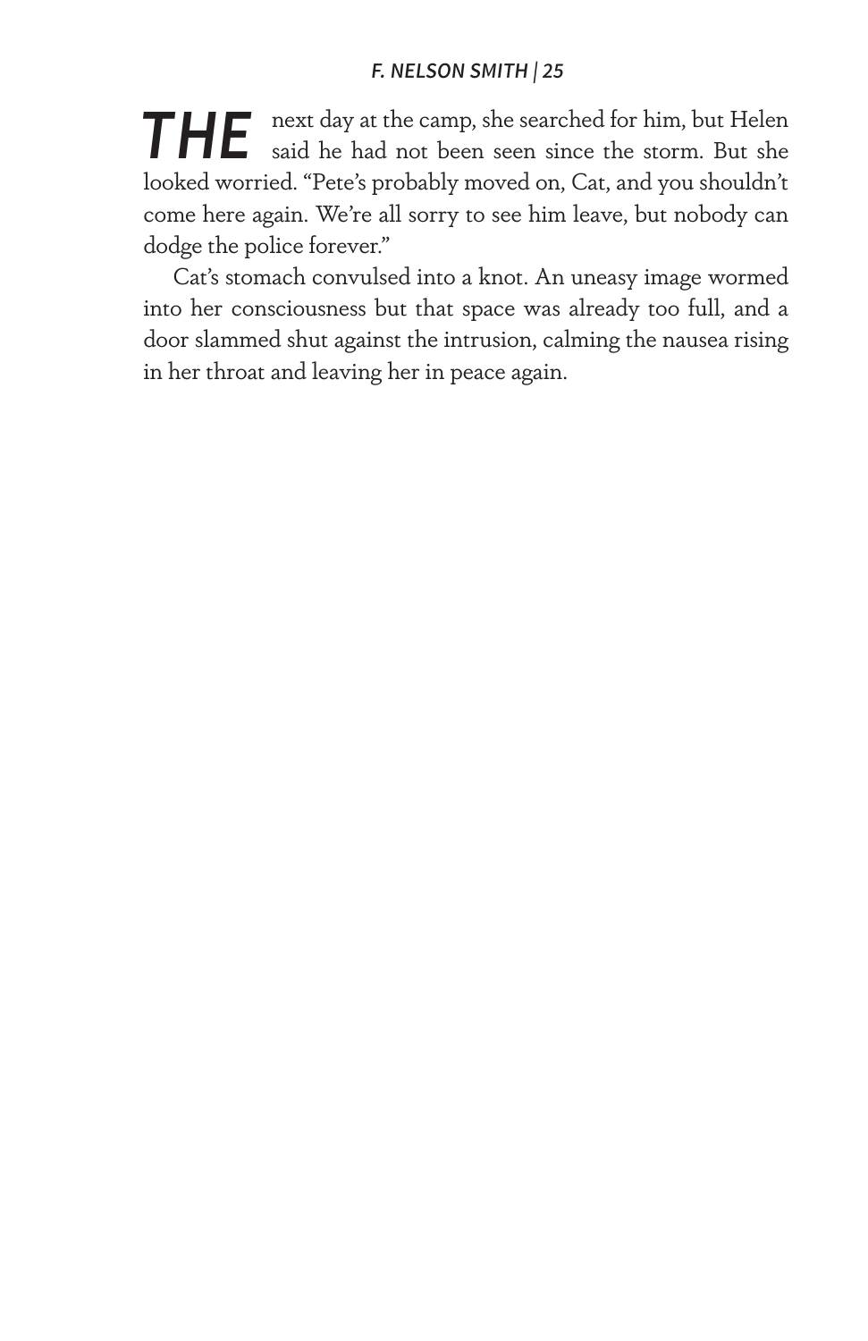**THE** next day at the camp, she searched for him, but Helen said he had not been seen since the storm. But she looked worried. “Pete’s probably moved on, Cat, and you shouldn’t come here again. We’re all sorry to see him leave, but nobody can dodge the police forever.”

Cat’s stomach convulsed into a knot. An uneasy image wormed into her consciousness but that space was already too full, and a door slammed shut against the intrusion, calming the nausea rising in her throat and leaving her in peace again.